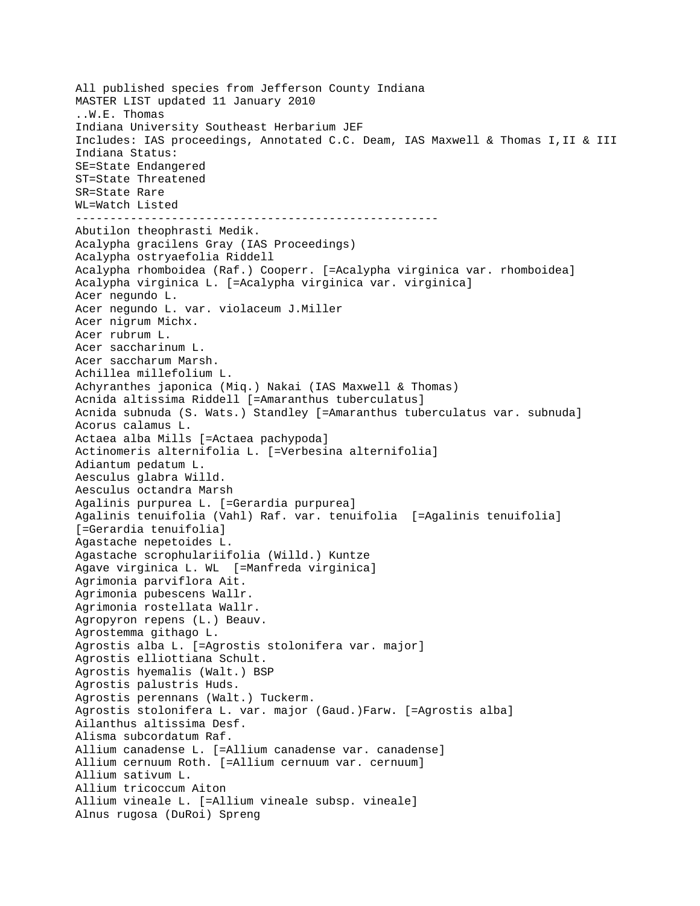All published species from Jefferson County Indiana
MASTER LIST updated 11 January 2010
..W.E. Thomas
Indiana University Southeast Herbarium JEF
Includes: IAS proceedings, Annotated C.C. Deam, IAS Maxwell & Thomas I,II & III
Indiana Status:
SE=State Endangered
ST=State Threatened
SR=State Rare
WL=Watch Listed

-----------------------------------------------------

Abutilon theophrasti Medik.
Acalypha gracilens Gray (IAS Proceedings)
Acalypha ostryaefolia Riddell
Acalypha rhomboidea (Raf.) Cooperr. [=Acalypha virginica var. rhomboidea]
Acalypha virginica L. [=Acalypha virginica var. virginica]
Acer negundo L.
Acer negundo L. var. violaceum J.Miller
Acer nigrum Michx.
Acer rubrum L.
Acer saccharinum L.
Acer saccharum Marsh.
Achillea millefolium L.
Achyranthes japonica (Miq.) Nakai (IAS Maxwell & Thomas)
Acnida altissima Riddell [=Amaranthus tuberculatus]
Acnida subnuda (S. Wats.) Standley [=Amaranthus tuberculatus var. subnuda]
Acorus calamus L.
Actaea alba Mills [=Actaea pachypoda]
Actinomeris alternifolia L. [=Verbesina alternifolia]
Adiantum pedatum L.
Aesculus glabra Willd.
Aesculus octandra Marsh
Agalinis purpurea L. [=Gerardia purpurea]
Agalinis tenuifolia (Vahl) Raf. var. tenuifolia  [=Agalinis tenuifolia] [=Gerardia tenuifolia]
Agastache nepetoides L.
Agastache scrophulariifolia (Willd.) Kuntze
Agave virginica L. WL  [=Manfreda virginica]
Agrimonia parviflora Ait.
Agrimonia pubescens Wallr.
Agrimonia rostellata Wallr.
Agropyron repens (L.) Beauv.
Agrostemma githago L.
Agrostis alba L. [=Agrostis stolonifera var. major]
Agrostis elliottiana Schult.
Agrostis hyemalis (Walt.) BSP
Agrostis palustris Huds.
Agrostis perennans (Walt.) Tuckerm.
Agrostis stolonifera L. var. major (Gaud.)Farw. [=Agrostis alba]
Ailanthus altissima Desf.
Alisma subcordatum Raf.
Allium canadense L. [=Allium canadense var. canadense]
Allium cernuum Roth. [=Allium cernuum var. cernuum]
Allium sativum L.
Allium tricoccum Aiton
Allium vineale L. [=Allium vineale subsp. vineale]
Alnus rugosa (DuRoi) Spreng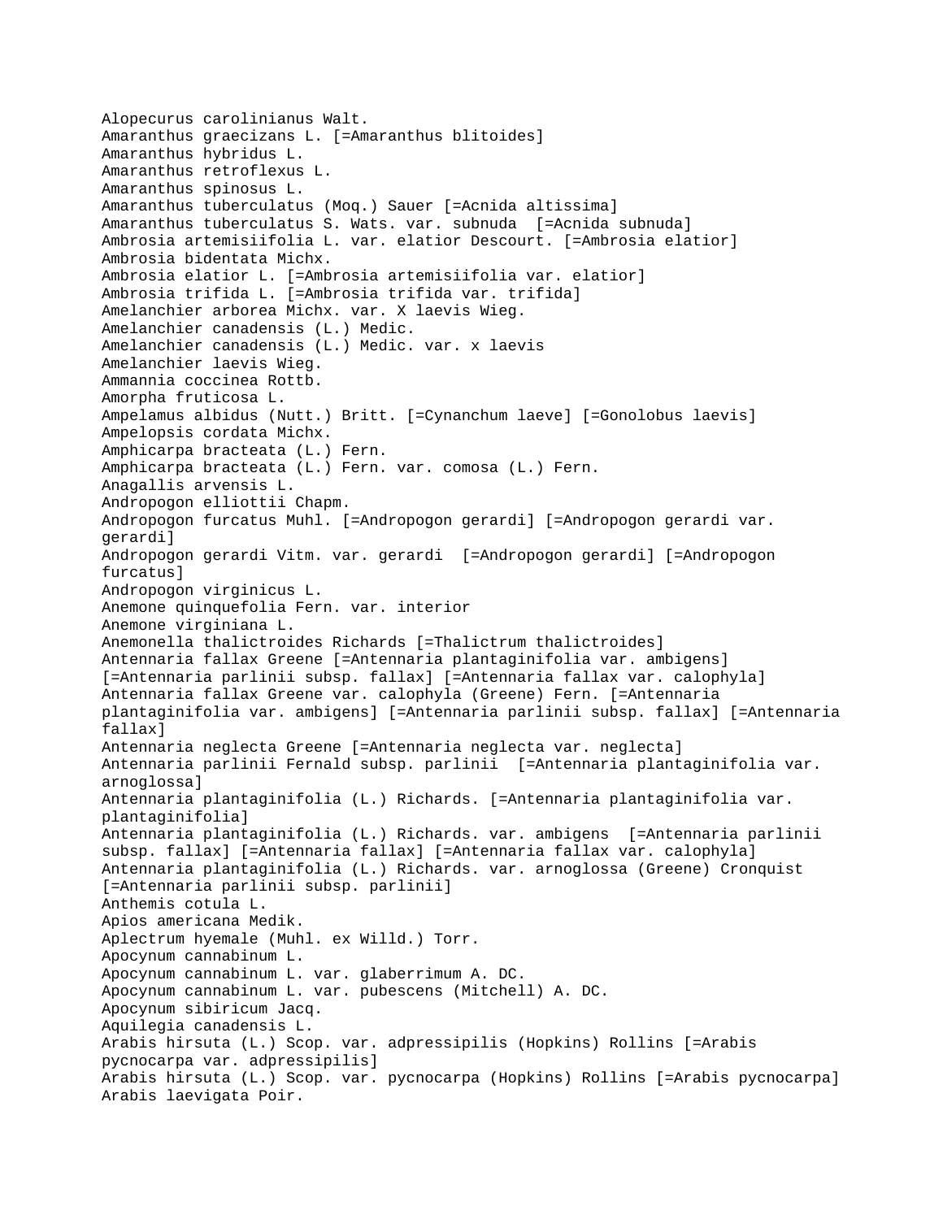Alopecurus carolinianus Walt.
Amaranthus graecizans L. [=Amaranthus blitoides]
Amaranthus hybridus L.
Amaranthus retroflexus L.
Amaranthus spinosus L.
Amaranthus tuberculatus (Moq.) Sauer [=Acnida altissima]
Amaranthus tuberculatus S. Wats. var. subnuda [=Acnida subnuda]
Ambrosia artemisiifolia L. var. elatior Descourt. [=Ambrosia elatior]
Ambrosia bidentata Michx.
Ambrosia elatior L. [=Ambrosia artemisiifolia var. elatior]
Ambrosia trifida L. [=Ambrosia trifida var. trifida]
Amelanchier arborea Michx. var. X laevis Wieg.
Amelanchier canadensis (L.) Medic.
Amelanchier canadensis (L.) Medic. var. x laevis
Amelanchier laevis Wieg.
Ammannia coccinea Rottb.
Amorpha fruticosa L.
Ampelamus albidus (Nutt.) Britt. [=Cynanchum laeve] [=Gonolobus laevis]
Ampelopsis cordata Michx.
Amphicarpa bracteata (L.) Fern.
Amphicarpa bracteata (L.) Fern. var. comosa (L.) Fern.
Anagallis arvensis L.
Andropogon elliottii Chapm.
Andropogon furcatus Muhl. [=Andropogon gerardi] [=Andropogon gerardi var. gerardi]
Andropogon gerardi Vitm. var. gerardi [=Andropogon gerardi] [=Andropogon furcatus]
Andropogon virginicus L.
Anemone quinquefolia Fern. var. interior
Anemone virginiana L.
Anemonella thalictroides Richards [=Thalictrum thalictroides]
Antennaria fallax Greene [=Antennaria plantaginifolia var. ambigens] [=Antennaria parlinii subsp. fallax] [=Antennaria fallax var. calophyla]
Antennaria fallax Greene var. calophyla (Greene) Fern. [=Antennaria plantaginifolia var. ambigens] [=Antennaria parlinii subsp. fallax] [=Antennaria fallax]
Antennaria neglecta Greene [=Antennaria neglecta var. neglecta]
Antennaria parlinii Fernald subsp. parlinii [=Antennaria plantaginifolia var. arnoglossa]
Antennaria plantaginifolia (L.) Richards. [=Antennaria plantaginifolia var. plantaginifolia]
Antennaria plantaginifolia (L.) Richards. var. ambigens [=Antennaria parlinii subsp. fallax] [=Antennaria fallax] [=Antennaria fallax var. calophyla]
Antennaria plantaginifolia (L.) Richards. var. arnoglossa (Greene) Cronquist [=Antennaria parlinii subsp. parlinii]
Anthemis cotula L.
Apios americana Medik.
Aplectrum hyemale (Muhl. ex Willd.) Torr.
Apocynum cannabinum L.
Apocynum cannabinum L. var. glaberrimum A. DC.
Apocynum cannabinum L. var. pubescens (Mitchell) A. DC.
Apocynum sibiricum Jacq.
Aquilegia canadensis L.
Arabis hirsuta (L.) Scop. var. adpressipilis (Hopkins) Rollins [=Arabis pycnocarpa var. adpressipilis]
Arabis hirsuta (L.) Scop. var. pycnocarpa (Hopkins) Rollins [=Arabis pycnocarpa]
Arabis laevigata Poir.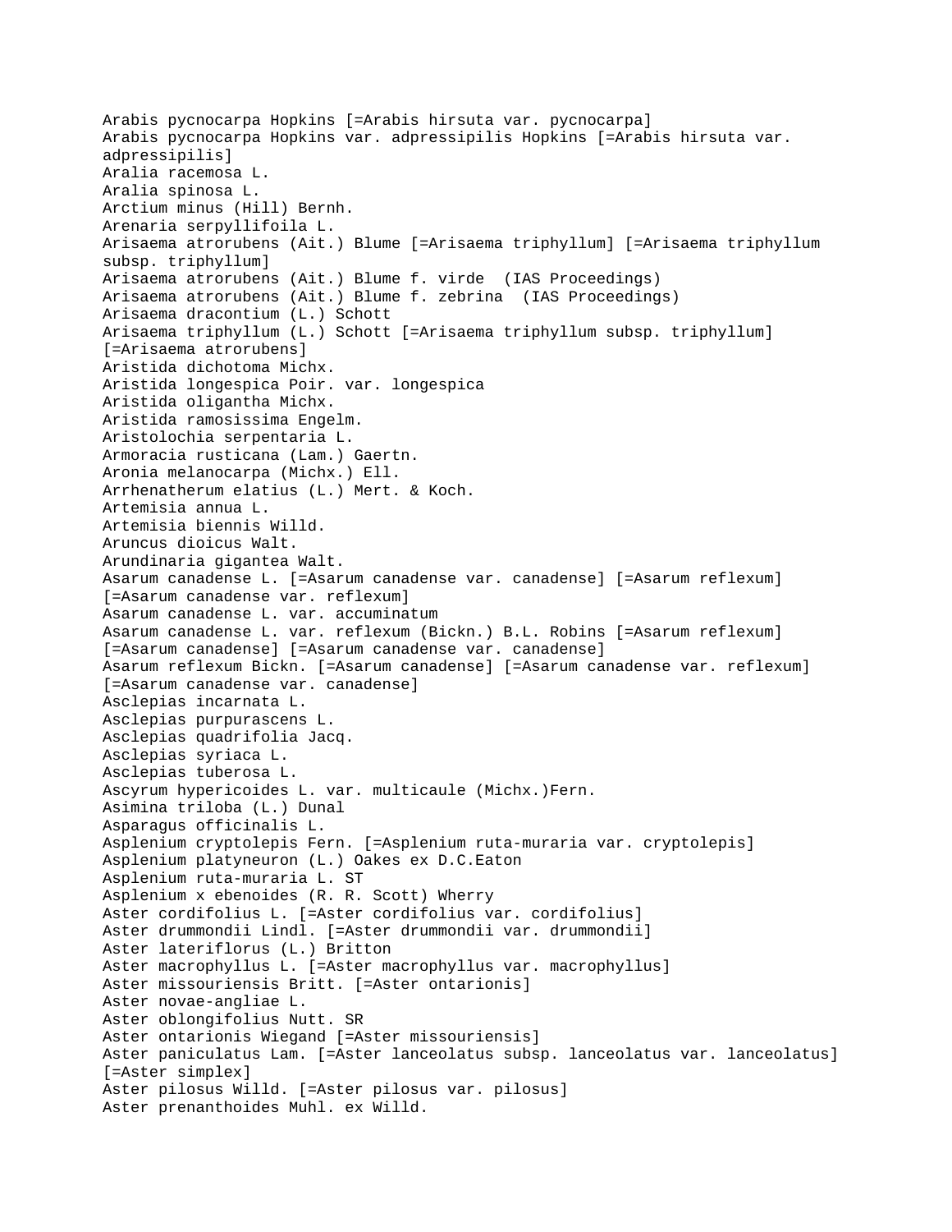Arabis pycnocarpa Hopkins [=Arabis hirsuta var. pycnocarpa]
Arabis pycnocarpa Hopkins var. adpressipilis Hopkins [=Arabis hirsuta var. adpressipilis]
Aralia racemosa L.
Aralia spinosa L.
Arctium minus (Hill) Bernh.
Arenaria serpyllifoila L.
Arisaema atrorubens (Ait.) Blume [=Arisaema triphyllum] [=Arisaema triphyllum subsp. triphyllum]
Arisaema atrorubens (Ait.) Blume f. virde (IAS Proceedings)
Arisaema atrorubens (Ait.) Blume f. zebrina (IAS Proceedings)
Arisaema dracontium (L.) Schott
Arisaema triphyllum (L.) Schott [=Arisaema triphyllum subsp. triphyllum] [=Arisaema atrorubens]
Aristida dichotoma Michx.
Aristida longespica Poir. var. longespica
Aristida oligantha Michx.
Aristida ramosissima Engelm.
Aristolochia serpentaria L.
Armoracia rusticana (Lam.) Gaertn.
Aronia melanocarpa (Michx.) Ell.
Arrhenatherum elatius (L.) Mert. & Koch.
Artemisia annua L.
Artemisia biennis Willd.
Aruncus dioicus Walt.
Arundinaria gigantea Walt.
Asarum canadense L. [=Asarum canadense var. canadense] [=Asarum reflexum] [=Asarum canadense var. reflexum]
Asarum canadense L. var. accuminatum
Asarum canadense L. var. reflexum (Bickn.) B.L. Robins [=Asarum reflexum] [=Asarum canadense] [=Asarum canadense var. canadense]
Asarum reflexum Bickn. [=Asarum canadense] [=Asarum canadense var. reflexum] [=Asarum canadense var. canadense]
Asclepias incarnata L.
Asclepias purpurascens L.
Asclepias quadrifolia Jacq.
Asclepias syriaca L.
Asclepias tuberosa L.
Ascyrum hypericoides L. var. multicaule (Michx.)Fern.
Asimina triloba (L.) Dunal
Asparagus officinalis L.
Asplenium cryptolepis Fern. [=Asplenium ruta-muraria var. cryptolepis]
Asplenium platyneuron (L.) Oakes ex D.C.Eaton
Asplenium ruta-muraria L. ST
Asplenium x ebenoides (R. R. Scott) Wherry
Aster cordifolius L. [=Aster cordifolius var. cordifolius]
Aster drummondii Lindl. [=Aster drummondii var. drummondii]
Aster lateriflorus (L.) Britton
Aster macrophyllus L. [=Aster macrophyllus var. macrophyllus]
Aster missouriensis Britt. [=Aster ontarionis]
Aster novae-angliae L.
Aster oblongifolius Nutt. SR
Aster ontarionis Wiegand [=Aster missouriensis]
Aster paniculatus Lam. [=Aster lanceolatus subsp. lanceolatus var. lanceolatus] [=Aster simplex]
Aster pilosus Willd. [=Aster pilosus var. pilosus]
Aster prenanthoides Muhl. ex Willd.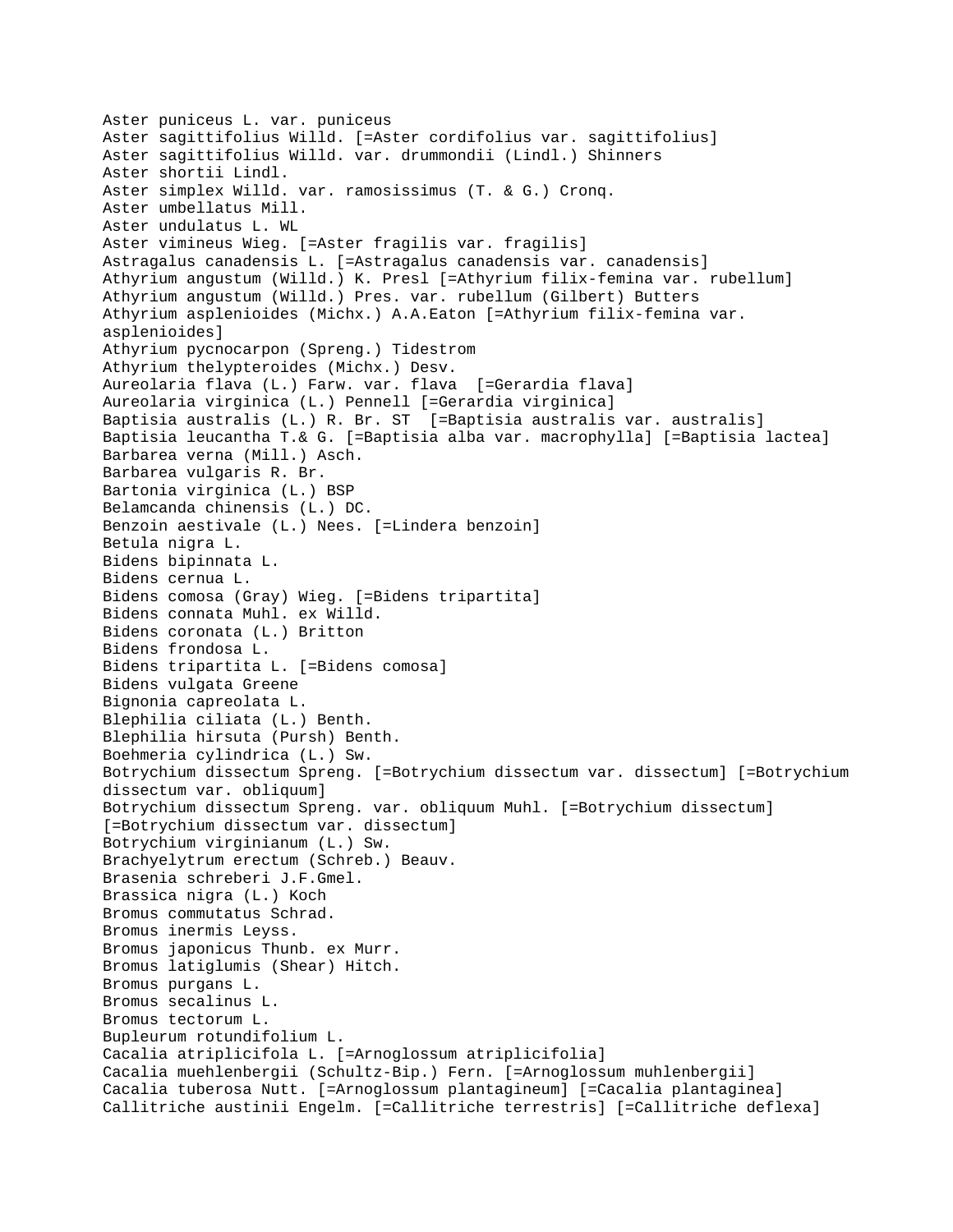Aster puniceus L. var. puniceus
Aster sagittifolius Willd. [=Aster cordifolius var. sagittifolius]
Aster sagittifolius Willd. var. drummondii (Lindl.) Shinners
Aster shortii Lindl.
Aster simplex Willd. var. ramosissimus (T. & G.) Cronq.
Aster umbellatus Mill.
Aster undulatus L. WL
Aster vimineus Wieg. [=Aster fragilis var. fragilis]
Astragalus canadensis L. [=Astragalus canadensis var. canadensis]
Athyrium angustum (Willd.) K. Presl [=Athyrium filix-femina var. rubellum]
Athyrium angustum (Willd.) Pres. var. rubellum (Gilbert) Butters
Athyrium asplenioides (Michx.) A.A.Eaton [=Athyrium filix-femina var. asplenioides]
Athyrium pycnocarpon (Spreng.) Tidestrom
Athyrium thelypteroides (Michx.) Desv.
Aureolaria flava (L.) Farw. var. flava [=Gerardia flava]
Aureolaria virginica (L.) Pennell [=Gerardia virginica]
Baptisia australis (L.) R. Br. ST [=Baptisia australis var. australis]
Baptisia leucantha T.& G. [=Baptisia alba var. macrophylla] [=Baptisia lactea]
Barbarea verna (Mill.) Asch.
Barbarea vulgaris R. Br.
Bartonia virginica (L.) BSP
Belamcanda chinensis (L.) DC.
Benzoin aestivale (L.) Nees. [=Lindera benzoin]
Betula nigra L.
Bidens bipinnata L.
Bidens cernua L.
Bidens comosa (Gray) Wieg. [=Bidens tripartita]
Bidens connata Muhl. ex Willd.
Bidens coronata (L.) Britton
Bidens frondosa L.
Bidens tripartita L. [=Bidens comosa]
Bidens vulgata Greene
Bignonia capreolata L.
Blephilia ciliata (L.) Benth.
Blephilia hirsuta (Pursh) Benth.
Boehmeria cylindrica (L.) Sw.
Botrychium dissectum Spreng. [=Botrychium dissectum var. dissectum] [=Botrychium dissectum var. obliquum]
Botrychium dissectum Spreng. var. obliquum Muhl. [=Botrychium dissectum] [=Botrychium dissectum var. dissectum]
Botrychium virginianum (L.) Sw.
Brachyelytrum erectum (Schreb.) Beauv.
Brasenia schreberi J.F.Gmel.
Brassica nigra (L.) Koch
Bromus commutatus Schrad.
Bromus inermis Leyss.
Bromus japonicus Thunb. ex Murr.
Bromus latiglumis (Shear) Hitch.
Bromus purgans L.
Bromus secalinus L.
Bromus tectorum L.
Bupleurum rotundifolium L.
Cacalia atriplicifola L. [=Arnoglossum atriplicifolia]
Cacalia muehlenbergii (Schultz-Bip.) Fern. [=Arnoglossum muhlenbergii]
Cacalia tuberosa Nutt. [=Arnoglossum plantagineum] [=Cacalia plantaginea]
Callitriche austinii Engelm. [=Callitriche terrestris] [=Callitriche deflexa]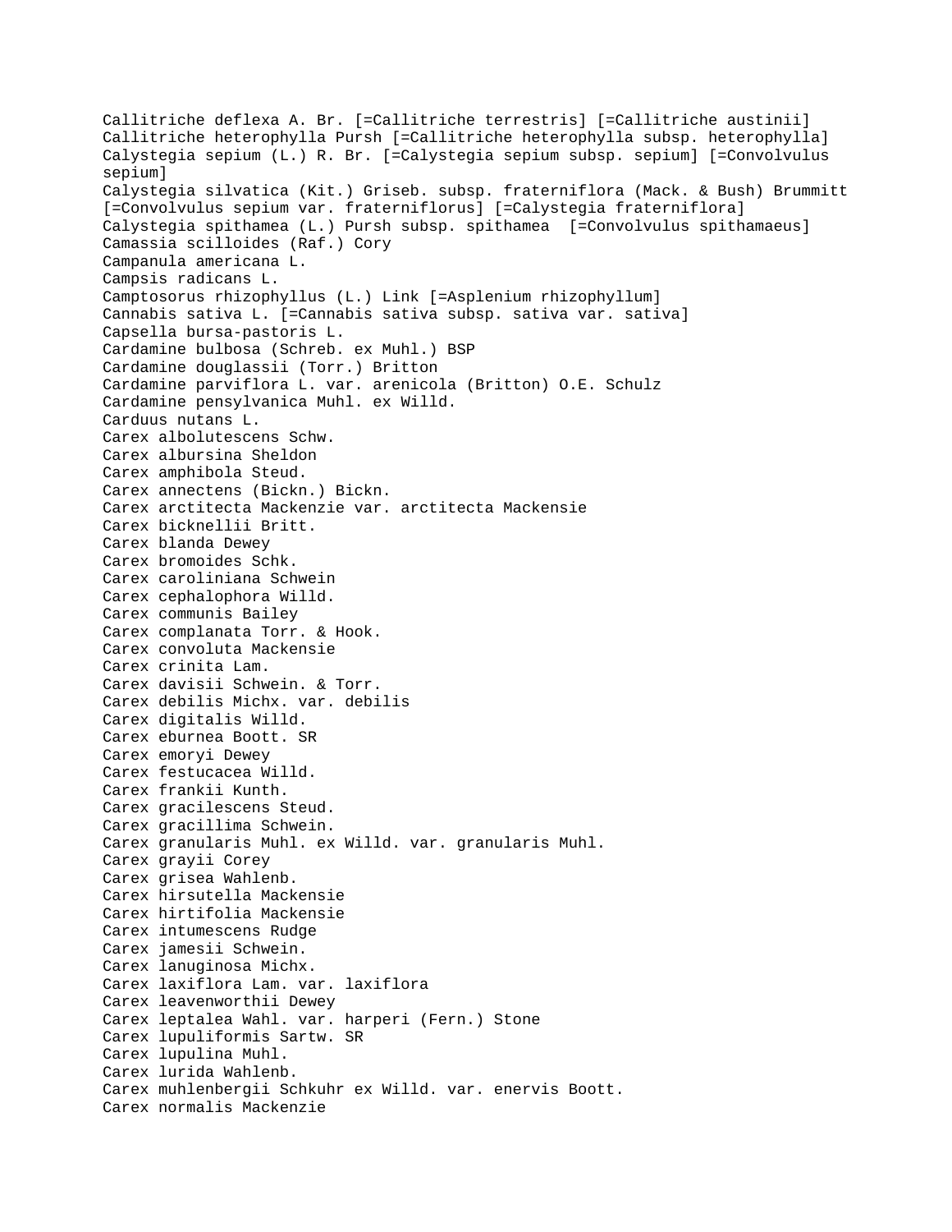Callitriche deflexa A. Br. [=Callitriche terrestris] [=Callitriche austinii]
Callitriche heterophylla Pursh [=Callitriche heterophylla subsp. heterophylla]
Calystegia sepium (L.) R. Br. [=Calystegia sepium subsp. sepium] [=Convolvulus sepium]
Calystegia silvatica (Kit.) Griseb. subsp. fraterniflora (Mack. & Bush) Brummitt [=Convolvulus sepium var. fraterniflorus] [=Calystegia fraterniflora]
Calystegia spithamea (L.) Pursh subsp. spithamea [=Convolvulus spithamaeus]
Camassia scilloides (Raf.) Cory
Campanula americana L.
Campsis radicans L.
Camptosorus rhizophyllus (L.) Link [=Asplenium rhizophyllum]
Cannabis sativa L. [=Cannabis sativa subsp. sativa var. sativa]
Capsella bursa-pastoris L.
Cardamine bulbosa (Schreb. ex Muhl.) BSP
Cardamine douglassii (Torr.) Britton
Cardamine parviflora L. var. arenicola (Britton) O.E. Schulz
Cardamine pensylvanica Muhl. ex Willd.
Carduus nutans L.
Carex albolutescens Schw.
Carex albursina Sheldon
Carex amphibola Steud.
Carex annectens (Bickn.) Bickn.
Carex arctitecta Mackenzie var. arctitecta Mackensie
Carex bicknellii Britt.
Carex blanda Dewey
Carex bromoides Schk.
Carex caroliniana Schwein
Carex cephalophora Willd.
Carex communis Bailey
Carex complanata Torr. & Hook.
Carex convoluta Mackensie
Carex crinita Lam.
Carex davisii Schwein. & Torr.
Carex debilis Michx. var. debilis
Carex digitalis Willd.
Carex eburnea Boott. SR
Carex emoryi Dewey
Carex festucacea Willd.
Carex frankii Kunth.
Carex gracilescens Steud.
Carex gracillima Schwein.
Carex granularis Muhl. ex Willd. var. granularis Muhl.
Carex grayii Corey
Carex grisea Wahlenb.
Carex hirsutella Mackensie
Carex hirtifolia Mackensie
Carex intumescens Rudge
Carex jamesii Schwein.
Carex lanuginosa Michx.
Carex laxiflora Lam. var. laxiflora
Carex leavenworthii Dewey
Carex leptalea Wahl. var. harperi (Fern.) Stone
Carex lupuliformis Sartw. SR
Carex lupulina Muhl.
Carex lurida Wahlenb.
Carex muhlenbergii Schkuhr ex Willd. var. enervis Boott.
Carex normalis Mackenzie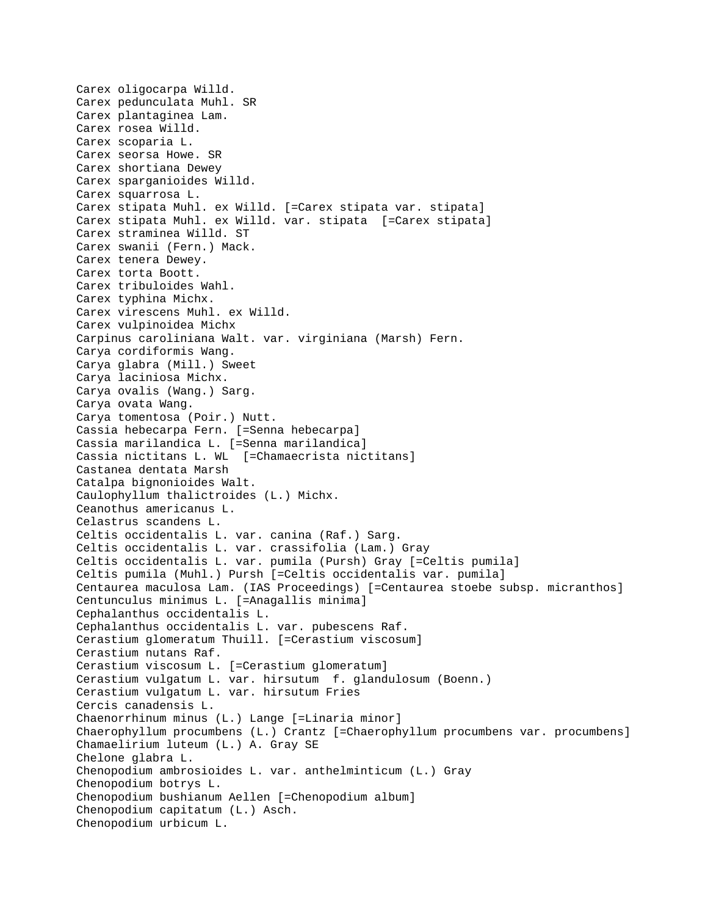Carex oligocarpa Willd.
Carex pedunculata Muhl. SR
Carex plantaginea Lam.
Carex rosea Willd.
Carex scoparia L.
Carex seorsa Howe. SR
Carex shortiana Dewey
Carex sparganioides Willd.
Carex squarrosa L.
Carex stipata Muhl. ex Willd. [=Carex stipata var. stipata]
Carex stipata Muhl. ex Willd. var. stipata  [=Carex stipata]
Carex straminea Willd. ST
Carex swanii (Fern.) Mack.
Carex tenera Dewey.
Carex torta Boott.
Carex tribuloides Wahl.
Carex typhina Michx.
Carex virescens Muhl. ex Willd.
Carex vulpinoidea Michx
Carpinus caroliniana Walt. var. virginiana (Marsh) Fern.
Carya cordiformis Wang.
Carya glabra (Mill.) Sweet
Carya laciniosa Michx.
Carya ovalis (Wang.) Sarg.
Carya ovata Wang.
Carya tomentosa (Poir.) Nutt.
Cassia hebecarpa Fern. [=Senna hebecarpa]
Cassia marilandica L. [=Senna marilandica]
Cassia nictitans L. WL  [=Chamaecrista nictitans]
Castanea dentata Marsh
Catalpa bignonioides Walt.
Caulophyllum thalictroides (L.) Michx.
Ceanothus americanus L.
Celastrus scandens L.
Celtis occidentalis L. var. canina (Raf.) Sarg.
Celtis occidentalis L. var. crassifolia (Lam.) Gray
Celtis occidentalis L. var. pumila (Pursh) Gray [=Celtis pumila]
Celtis pumila (Muhl.) Pursh [=Celtis occidentalis var. pumila]
Centaurea maculosa Lam. (IAS Proceedings) [=Centaurea stoebe subsp. micranthos]
Centunculus minimus L. [=Anagallis minima]
Cephalanthus occidentalis L.
Cephalanthus occidentalis L. var. pubescens Raf.
Cerastium glomeratum Thuill. [=Cerastium viscosum]
Cerastium nutans Raf.
Cerastium viscosum L. [=Cerastium glomeratum]
Cerastium vulgatum L. var. hirsutum  f. glandulosum (Boenn.)
Cerastium vulgatum L. var. hirsutum Fries
Cercis canadensis L.
Chaenorrhinum minus (L.) Lange [=Linaria minor]
Chaerophyllum procumbens (L.) Crantz [=Chaerophyllum procumbens var. procumbens]
Chamaelirium luteum (L.) A. Gray SE
Chelone glabra L.
Chenopodium ambrosioides L. var. anthelminticum (L.) Gray
Chenopodium botrys L.
Chenopodium bushianum Aellen [=Chenopodium album]
Chenopodium capitatum (L.) Asch.
Chenopodium urbicum L.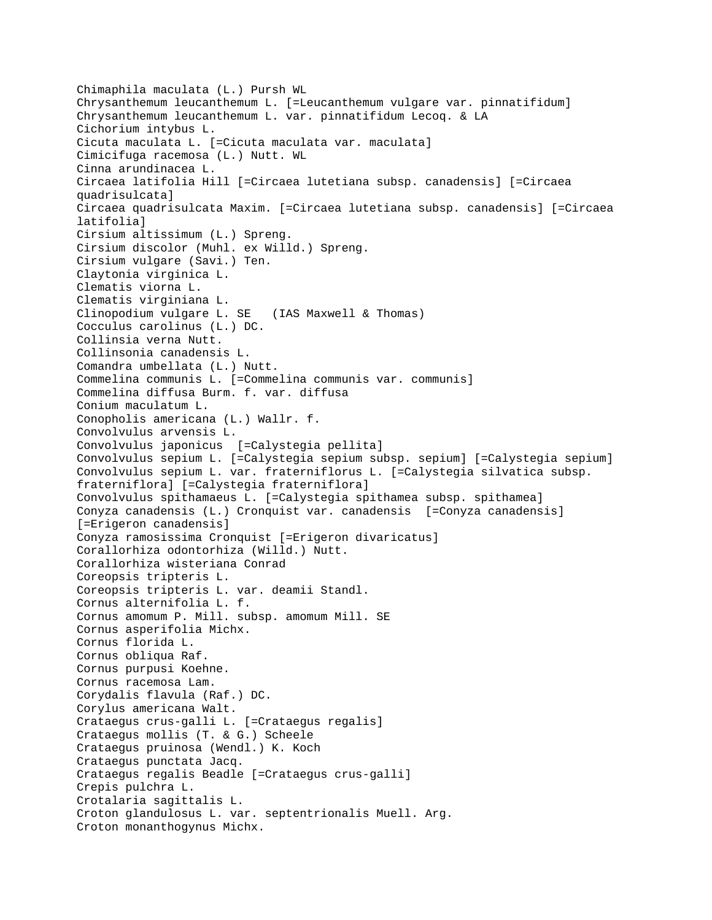Chimaphila maculata (L.) Pursh WL
Chrysanthemum leucanthemum L. [=Leucanthemum vulgare var. pinnatifidum]
Chrysanthemum leucanthemum L. var. pinnatifidum Lecoq. & LA
Cichorium intybus L.
Cicuta maculata L. [=Cicuta maculata var. maculata]
Cimicifuga racemosa (L.) Nutt. WL
Cinna arundinacea L.
Circaea latifolia Hill [=Circaea lutetiana subsp. canadensis] [=Circaea quadrisulcata]
Circaea quadrisulcata Maxim. [=Circaea lutetiana subsp. canadensis] [=Circaea latifolia]
Cirsium altissimum (L.) Spreng.
Cirsium discolor (Muhl. ex Willd.) Spreng.
Cirsium vulgare (Savi.) Ten.
Claytonia virginica L.
Clematis viorna L.
Clematis virginiana L.
Clinopodium vulgare L. SE   (IAS Maxwell & Thomas)
Cocculus carolinus (L.) DC.
Collinsia verna Nutt.
Collinsonia canadensis L.
Comandra umbellata (L.) Nutt.
Commelina communis L. [=Commelina communis var. communis]
Commelina diffusa Burm. f. var. diffusa
Conium maculatum L.
Conopholis americana (L.) Wallr. f.
Convolvulus arvensis L.
Convolvulus japonicus  [=Calystegia pellita]
Convolvulus sepium L. [=Calystegia sepium subsp. sepium] [=Calystegia sepium]
Convolvulus sepium L. var. fraterniflorus L. [=Calystegia silvatica subsp. fraterniflora] [=Calystegia fraterniflora]
Convolvulus spithamaeus L. [=Calystegia spithamea subsp. spithamea]
Conyza canadensis (L.) Cronquist var. canadensis  [=Conyza canadensis] [=Erigeron canadensis]
Conyza ramosissima Cronquist [=Erigeron divaricatus]
Corallorhiza odontorhiza (Willd.) Nutt.
Corallorhiza wisteriana Conrad
Coreopsis tripteris L.
Coreopsis tripteris L. var. deamii Standl.
Cornus alternifolia L. f.
Cornus amomum P. Mill. subsp. amomum Mill. SE
Cornus asperifolia Michx.
Cornus florida L.
Cornus obliqua Raf.
Cornus purpusi Koehne.
Cornus racemosa Lam.
Corydalis flavula (Raf.) DC.
Corylus americana Walt.
Crataegus crus-galli L. [=Crataegus regalis]
Crataegus mollis (T. & G.) Scheele
Crataegus pruinosa (Wendl.) K. Koch
Crataegus punctata Jacq.
Crataegus regalis Beadle [=Crataegus crus-galli]
Crepis pulchra L.
Crotalaria sagittalis L.
Croton glandulosus L. var. septentrionalis Muell. Arg.
Croton monanthogynus Michx.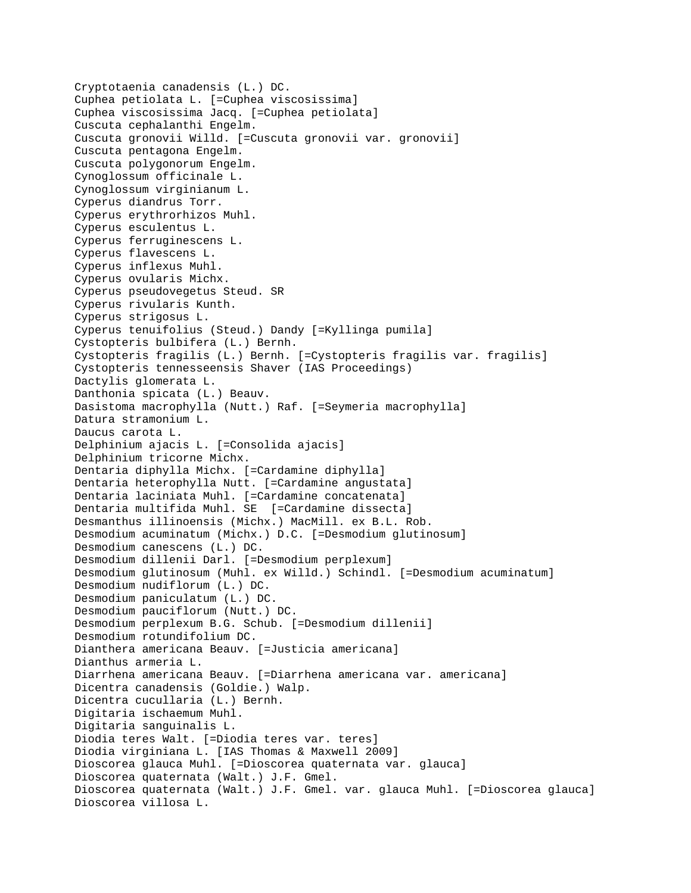Cryptotaenia canadensis (L.) DC.
Cuphea petiolata L. [=Cuphea viscosissima]
Cuphea viscosissima Jacq. [=Cuphea petiolata]
Cuscuta cephalanthi Engelm.
Cuscuta gronovii Willd. [=Cuscuta gronovii var. gronovii]
Cuscuta pentagona Engelm.
Cuscuta polygonorum Engelm.
Cynoglossum officinale L.
Cynoglossum virginianum L.
Cyperus diandrus Torr.
Cyperus erythrorhizos Muhl.
Cyperus esculentus L.
Cyperus ferruginescens L.
Cyperus flavescens L.
Cyperus inflexus Muhl.
Cyperus ovularis Michx.
Cyperus pseudovegetus Steud. SR
Cyperus rivularis Kunth.
Cyperus strigosus L.
Cyperus tenuifolius (Steud.) Dandy [=Kyllinga pumila]
Cystopteris bulbifera (L.) Bernh.
Cystopteris fragilis (L.) Bernh. [=Cystopteris fragilis var. fragilis]
Cystopteris tennesseensis Shaver (IAS Proceedings)
Dactylis glomerata L.
Danthonia spicata (L.) Beauv.
Dasistoma macrophylla (Nutt.) Raf. [=Seymeria macrophylla]
Datura stramonium L.
Daucus carota L.
Delphinium ajacis L. [=Consolida ajacis]
Delphinium tricorne Michx.
Dentaria diphylla Michx. [=Cardamine diphylla]
Dentaria heterophylla Nutt. [=Cardamine angustata]
Dentaria laciniata Muhl. [=Cardamine concatenata]
Dentaria multifida Muhl. SE [=Cardamine dissecta]
Desmanthus illinoensis (Michx.) MacMill. ex B.L. Rob.
Desmodium acuminatum (Michx.) D.C. [=Desmodium glutinosum]
Desmodium canescens (L.) DC.
Desmodium dillenii Darl. [=Desmodium perplexum]
Desmodium glutinosum (Muhl. ex Willd.) Schindl. [=Desmodium acuminatum]
Desmodium nudiflorum (L.) DC.
Desmodium paniculatum (L.) DC.
Desmodium pauciflorum (Nutt.) DC.
Desmodium perplexum B.G. Schub. [=Desmodium dillenii]
Desmodium rotundifolium DC.
Dianthera americana Beauv. [=Justicia americana]
Dianthus armeria L.
Diarrhena americana Beauv. [=Diarrhena americana var. americana]
Dicentra canadensis (Goldie.) Walp.
Dicentra cucullaria (L.) Bernh.
Digitaria ischaemum Muhl.
Digitaria sanguinalis L.
Diodia teres Walt. [=Diodia teres var. teres]
Diodia virginiana L. [IAS Thomas & Maxwell 2009]
Dioscorea glauca Muhl. [=Dioscorea quaternata var. glauca]
Dioscorea quaternata (Walt.) J.F. Gmel.
Dioscorea quaternata (Walt.) J.F. Gmel. var. glauca Muhl. [=Dioscorea glauca]
Dioscorea villosa L.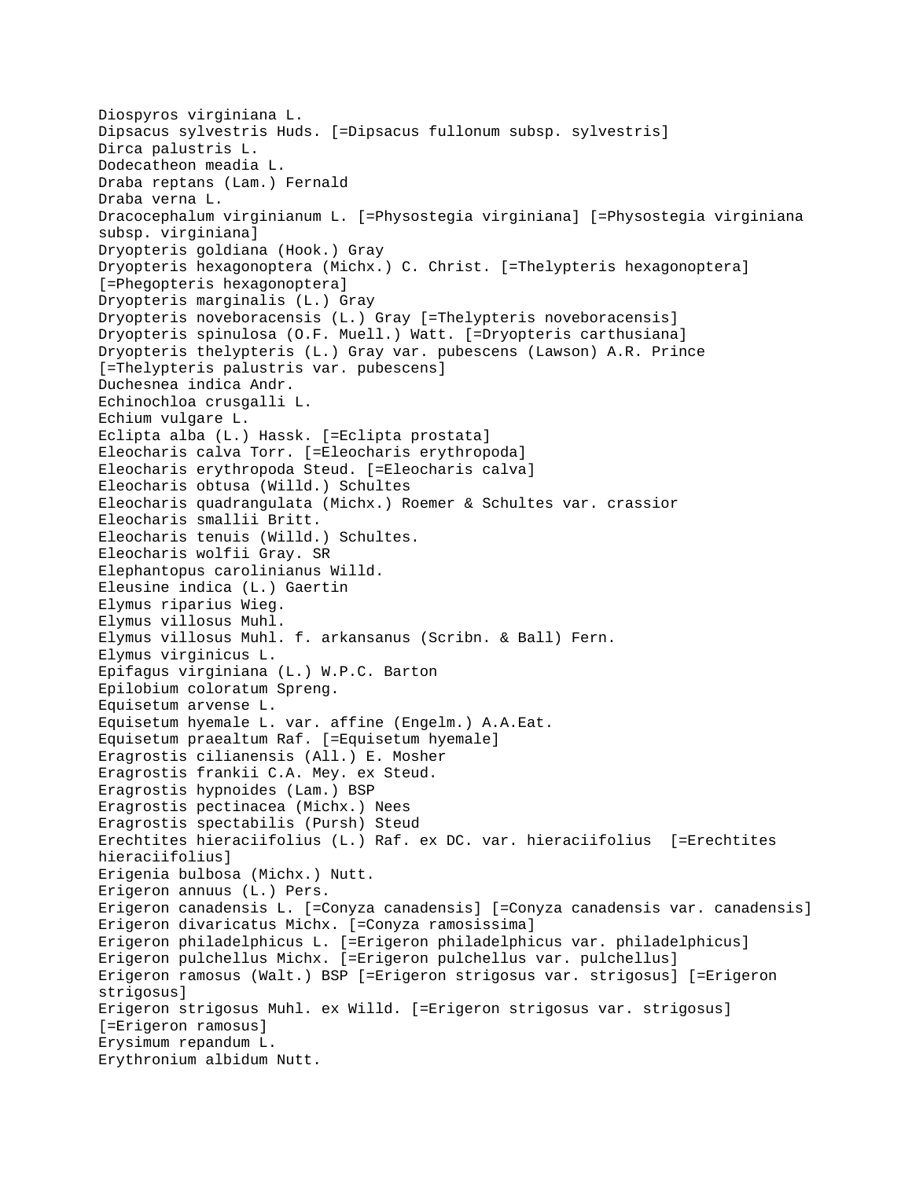Diospyros virginiana L.
Dipsacus sylvestris Huds. [=Dipsacus fullonum subsp. sylvestris]
Dirca palustris L.
Dodecatheon meadia L.
Draba reptans (Lam.) Fernald
Draba verna L.
Dracocephalum virginianum L. [=Physostegia virginiana] [=Physostegia virginiana subsp. virginiana]
Dryopteris goldiana (Hook.) Gray
Dryopteris hexagonoptera (Michx.) C. Christ. [=Thelypteris hexagonoptera] [=Phegopteris hexagonoptera]
Dryopteris marginalis (L.) Gray
Dryopteris noveboracensis (L.) Gray [=Thelypteris noveboracensis]
Dryopteris spinulosa (O.F. Muell.) Watt. [=Dryopteris carthusiana]
Dryopteris thelypteris (L.) Gray var. pubescens (Lawson) A.R. Prince [=Thelypteris palustris var. pubescens]
Duchesnea indica Andr.
Echinochloa crusgalli L.
Echium vulgare L.
Eclipta alba (L.) Hassk. [=Eclipta prostata]
Eleocharis calva Torr. [=Eleocharis erythropoda]
Eleocharis erythropoda Steud. [=Eleocharis calva]
Eleocharis obtusa (Willd.) Schultes
Eleocharis quadrangulata (Michx.) Roemer & Schultes var. crassior
Eleocharis smallii Britt.
Eleocharis tenuis (Willd.) Schultes.
Eleocharis wolfii Gray. SR
Elephantopus carolinianus Willd.
Eleusine indica (L.) Gaertin
Elymus riparius Wieg.
Elymus villosus Muhl.
Elymus villosus Muhl. f. arkansanus (Scribn. & Ball) Fern.
Elymus virginicus L.
Epifagus virginiana (L.) W.P.C. Barton
Epilobium coloratum Spreng.
Equisetum arvense L.
Equisetum hyemale L. var. affine (Engelm.) A.A.Eat.
Equisetum praealtum Raf. [=Equisetum hyemale]
Eragrostis cilianensis (All.) E. Mosher
Eragrostis frankii C.A. Mey. ex Steud.
Eragrostis hypnoides (Lam.) BSP
Eragrostis pectinacea (Michx.) Nees
Eragrostis spectabilis (Pursh) Steud
Erechtites hieraciifolius (L.) Raf. ex DC. var. hieraciifolius [=Erechtites hieraciifolius]
Erigenia bulbosa (Michx.) Nutt.
Erigeron annuus (L.) Pers.
Erigeron canadensis L. [=Conyza canadensis] [=Conyza canadensis var. canadensis]
Erigeron divaricatus Michx. [=Conyza ramosissima]
Erigeron philadelphicus L. [=Erigeron philadelphicus var. philadelphicus]
Erigeron pulchellus Michx. [=Erigeron pulchellus var. pulchellus]
Erigeron ramosus (Walt.) BSP [=Erigeron strigosus var. strigosus] [=Erigeron strigosus]
Erigeron strigosus Muhl. ex Willd. [=Erigeron strigosus var. strigosus] [=Erigeron ramosus]
Erysimum repandum L.
Erythronium albidum Nutt.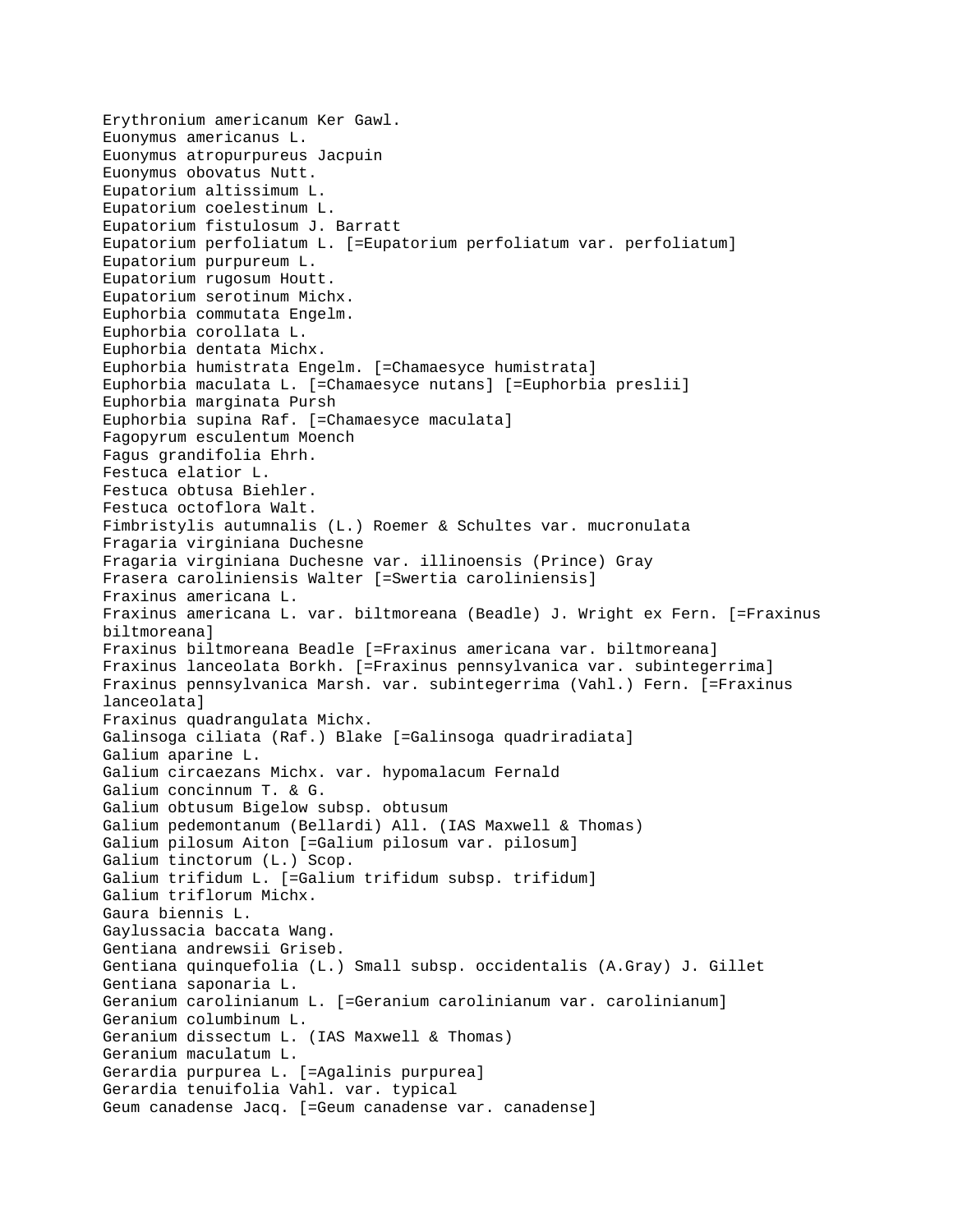Erythronium americanum Ker Gawl.
Euonymus americanus L.
Euonymus atropurpureus Jacpuin
Euonymus obovatus Nutt.
Eupatorium altissimum L.
Eupatorium coelestinum L.
Eupatorium fistulosum J. Barratt
Eupatorium perfoliatum L. [=Eupatorium perfoliatum var. perfoliatum]
Eupatorium purpureum L.
Eupatorium rugosum Houtt.
Eupatorium serotinum Michx.
Euphorbia commutata Engelm.
Euphorbia corollata L.
Euphorbia dentata Michx.
Euphorbia humistrata Engelm. [=Chamaesyce humistrata]
Euphorbia maculata L. [=Chamaesyce nutans] [=Euphorbia preslii]
Euphorbia marginata Pursh
Euphorbia supina Raf. [=Chamaesyce maculata]
Fagopyrum esculentum Moench
Fagus grandifolia Ehrh.
Festuca elatior L.
Festuca obtusa Biehler.
Festuca octoflora Walt.
Fimbristylis autumnalis (L.) Roemer & Schultes var. mucronulata
Fragaria virginiana Duchesne
Fragaria virginiana Duchesne var. illinoensis (Prince) Gray
Frasera caroliniensis Walter [=Swertia caroliniensis]
Fraxinus americana L.
Fraxinus americana L. var. biltmoreana (Beadle) J. Wright ex Fern. [=Fraxinus biltmoreana]
Fraxinus biltmoreana Beadle [=Fraxinus americana var. biltmoreana]
Fraxinus lanceolata Borkh. [=Fraxinus pennsylvanica var. subintegerrima]
Fraxinus pennsylvanica Marsh. var. subintegerrima (Vahl.) Fern. [=Fraxinus lanceolata]
Fraxinus quadrangulata Michx.
Galinsoga ciliata (Raf.) Blake [=Galinsoga quadriradiata]
Galium aparine L.
Galium circaezans Michx. var. hypomalacum Fernald
Galium concinnum T. & G.
Galium obtusum Bigelow subsp. obtusum
Galium pedemontanum (Bellardi) All. (IAS Maxwell & Thomas)
Galium pilosum Aiton [=Galium pilosum var. pilosum]
Galium tinctorum (L.) Scop.
Galium trifidum L. [=Galium trifidum subsp. trifidum]
Galium triflorum Michx.
Gaura biennis L.
Gaylussacia baccata Wang.
Gentiana andrewsii Griseb.
Gentiana quinquefolia (L.) Small subsp. occidentalis (A.Gray) J. Gillet
Gentiana saponaria L.
Geranium carolinianum L. [=Geranium carolinianum var. carolinianum]
Geranium columbinum L.
Geranium dissectum L. (IAS Maxwell & Thomas)
Geranium maculatum L.
Gerardia purpurea L. [=Agalinis purpurea]
Gerardia tenuifolia Vahl. var. typical
Geum canadense Jacq. [=Geum canadense var. canadense]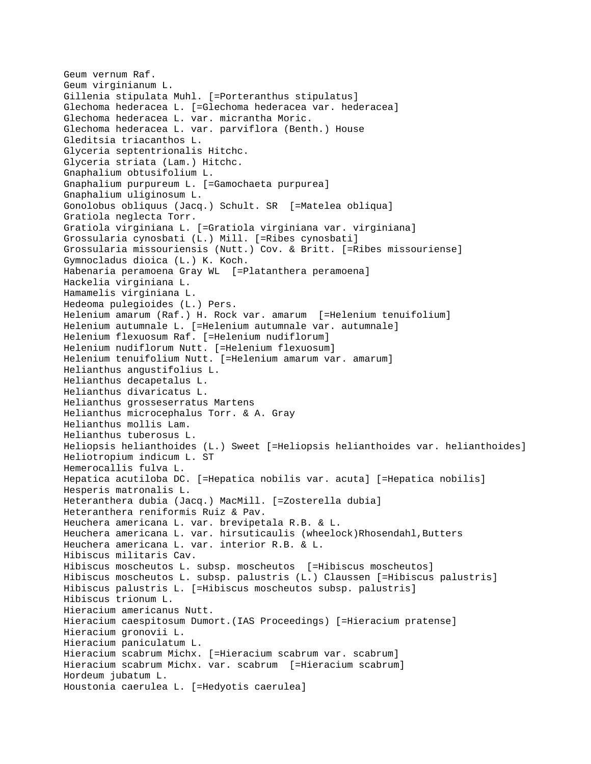Geum vernum Raf.
Geum virginianum L.
Gillenia stipulata Muhl. [=Porteranthus stipulatus]
Glechoma hederacea L. [=Glechoma hederacea var. hederacea]
Glechoma hederacea L. var. micrantha Moric.
Glechoma hederacea L. var. parviflora (Benth.) House
Gleditsia triacanthos L.
Glyceria septentrionalis Hitchc.
Glyceria striata (Lam.) Hitchc.
Gnaphalium obtusifolium L.
Gnaphalium purpureum L. [=Gamochaeta purpurea]
Gnaphalium uliginosum L.
Gonolobus obliquus (Jacq.) Schult. SR  [=Matelea obliqua]
Gratiola neglecta Torr.
Gratiola virginiana L. [=Gratiola virginiana var. virginiana]
Grossularia cynosbati (L.) Mill. [=Ribes cynosbati]
Grossularia missouriensis (Nutt.) Cov. & Britt. [=Ribes missouriense]
Gymnocladus dioica (L.) K. Koch.
Habenaria peramoena Gray WL  [=Platanthera peramoena]
Hackelia virginiana L.
Hamamelis virginiana L.
Hedeoma pulegioides (L.) Pers.
Helenium amarum (Raf.) H. Rock var. amarum  [=Helenium tenuifolium]
Helenium autumnale L. [=Helenium autumnale var. autumnale]
Helenium flexuosum Raf. [=Helenium nudiflorum]
Helenium nudiflorum Nutt. [=Helenium flexuosum]
Helenium tenuifolium Nutt. [=Helenium amarum var. amarum]
Helianthus angustifolius L.
Helianthus decapetalus L.
Helianthus divaricatus L.
Helianthus grosseserratus Martens
Helianthus microcephalus Torr. & A. Gray
Helianthus mollis Lam.
Helianthus tuberosus L.
Heliopsis helianthoides (L.) Sweet [=Heliopsis helianthoides var. helianthoides]
Heliotropium indicum L. ST
Hemerocallis fulva L.
Hepatica acutiloba DC. [=Hepatica nobilis var. acuta] [=Hepatica nobilis]
Hesperis matronalis L.
Heteranthera dubia (Jacq.) MacMill. [=Zosterella dubia]
Heteranthera reniformis Ruiz & Pav.
Heuchera americana L. var. brevipetala R.B. & L.
Heuchera americana L. var. hirsuticaulis (wheelock)Rhosendahl,Butters
Heuchera americana L. var. interior R.B. & L.
Hibiscus militaris Cav.
Hibiscus moscheutos L. subsp. moscheutos  [=Hibiscus moscheutos]
Hibiscus moscheutos L. subsp. palustris (L.) Claussen [=Hibiscus palustris]
Hibiscus palustris L. [=Hibiscus moscheutos subsp. palustris]
Hibiscus trionum L.
Hieracium americanus Nutt.
Hieracium caespitosum Dumort.(IAS Proceedings) [=Hieracium pratense]
Hieracium gronovii L.
Hieracium paniculatum L.
Hieracium scabrum Michx. [=Hieracium scabrum var. scabrum]
Hieracium scabrum Michx. var. scabrum  [=Hieracium scabrum]
Hordeum jubatum L.
Houstonia caerulea L. [=Hedyotis caerulea]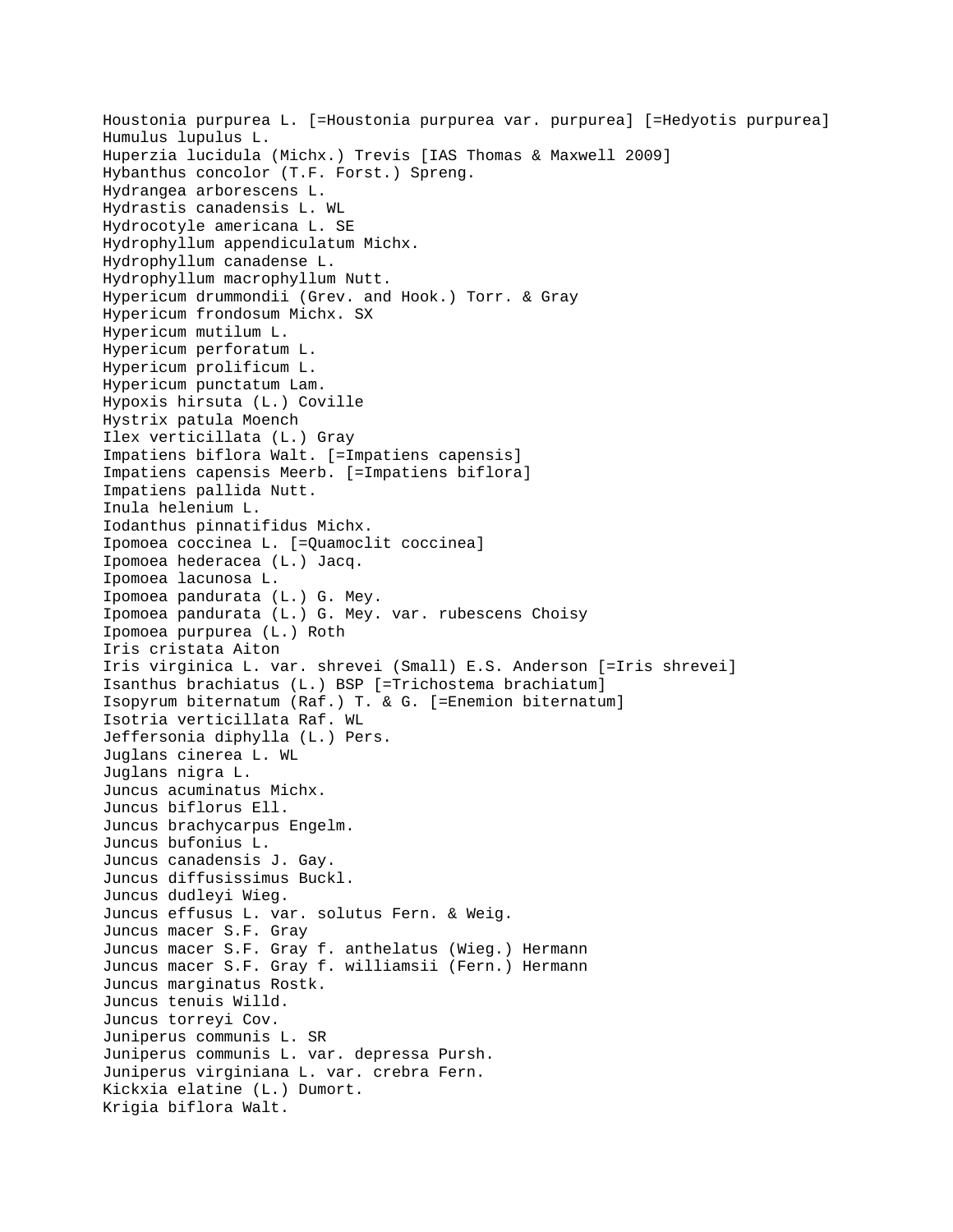Houstonia purpurea L. [=Houstonia purpurea var. purpurea] [=Hedyotis purpurea]
Humulus lupulus L.
Huperzia lucidula (Michx.) Trevis [IAS Thomas & Maxwell 2009]
Hybanthus concolor (T.F. Forst.) Spreng.
Hydrangea arborescens L.
Hydrastis canadensis L. WL
Hydrocotyle americana L. SE
Hydrophyllum appendiculatum Michx.
Hydrophyllum canadense L.
Hydrophyllum macrophyllum Nutt.
Hypericum drummondii (Grev. and Hook.) Torr. & Gray
Hypericum frondosum Michx. SX
Hypericum mutilum L.
Hypericum perforatum L.
Hypericum prolificum L.
Hypericum punctatum Lam.
Hypoxis hirsuta (L.) Coville
Hystrix patula Moench
Ilex verticillata (L.) Gray
Impatiens biflora Walt. [=Impatiens capensis]
Impatiens capensis Meerb. [=Impatiens biflora]
Impatiens pallida Nutt.
Inula helenium L.
Iodanthus pinnatifidus Michx.
Ipomoea coccinea L. [=Quamoclit coccinea]
Ipomoea hederacea (L.) Jacq.
Ipomoea lacunosa L.
Ipomoea pandurata (L.) G. Mey.
Ipomoea pandurata (L.) G. Mey. var. rubescens Choisy
Ipomoea purpurea (L.) Roth
Iris cristata Aiton
Iris virginica L. var. shrevei (Small) E.S. Anderson [=Iris shrevei]
Isanthus brachiatus (L.) BSP [=Trichostema brachiatum]
Isopyrum biternatum (Raf.) T. & G. [=Enemion biternatum]
Isotria verticillata Raf. WL
Jeffersonia diphylla (L.) Pers.
Juglans cinerea L. WL
Juglans nigra L.
Juncus acuminatus Michx.
Juncus biflorus Ell.
Juncus brachycarpus Engelm.
Juncus bufonius L.
Juncus canadensis J. Gay.
Juncus diffusissimus Buckl.
Juncus dudleyi Wieg.
Juncus effusus L. var. solutus Fern. & Weig.
Juncus macer S.F. Gray
Juncus macer S.F. Gray f. anthelatus (Wieg.) Hermann
Juncus macer S.F. Gray f. williamsii (Fern.) Hermann
Juncus marginatus Rostk.
Juncus tenuis Willd.
Juncus torreyi Cov.
Juniperus communis L. SR
Juniperus communis L. var. depressa Pursh.
Juniperus virginiana L. var. crebra Fern.
Kickxia elatine (L.) Dumort.
Krigia biflora Walt.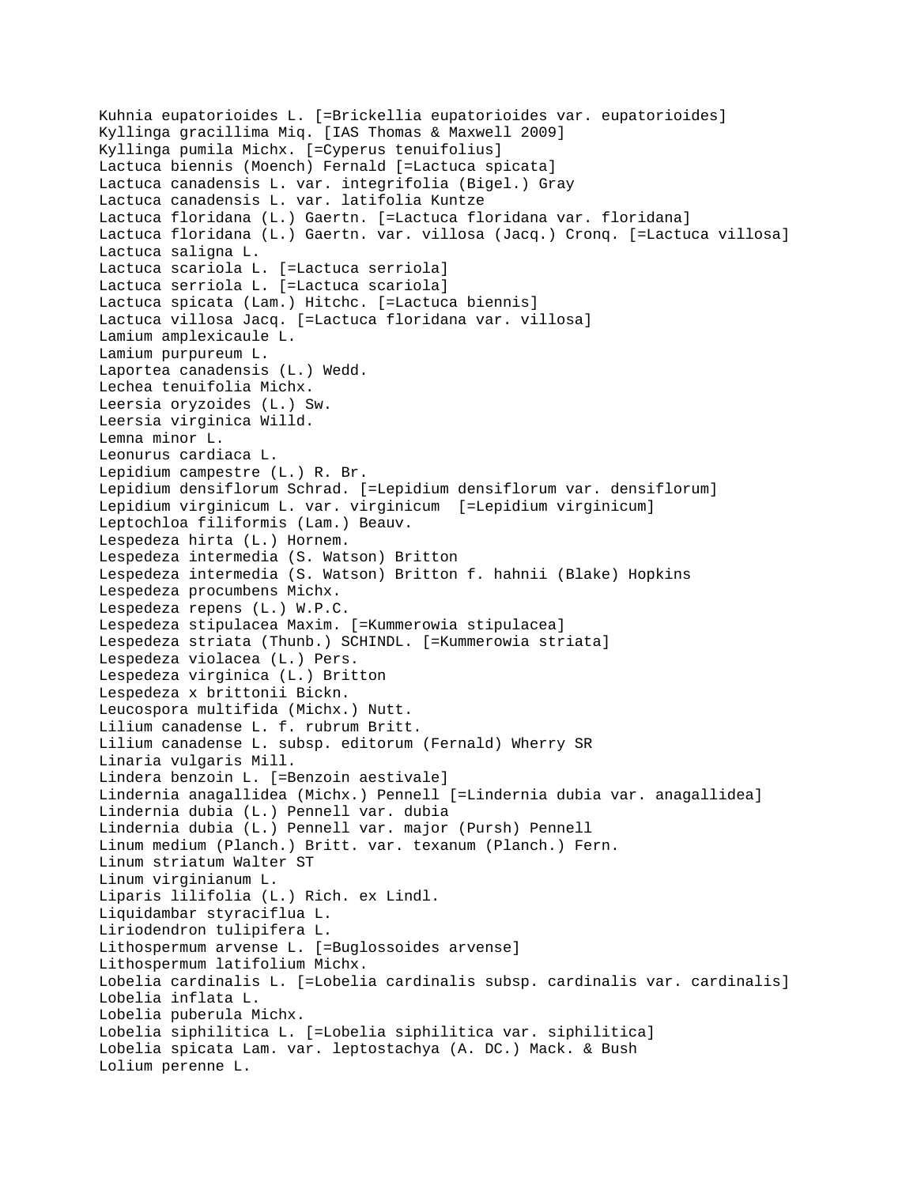Kuhnia eupatorioides L. [=Brickellia eupatorioides var. eupatorioides]
Kyllinga gracillima Miq. [IAS Thomas & Maxwell 2009]
Kyllinga pumila Michx. [=Cyperus tenuifolius]
Lactuca biennis (Moench) Fernald [=Lactuca spicata]
Lactuca canadensis L. var. integrifolia (Bigel.) Gray
Lactuca canadensis L. var. latifolia Kuntze
Lactuca floridana (L.) Gaertn. [=Lactuca floridana var. floridana]
Lactuca floridana (L.) Gaertn. var. villosa (Jacq.) Cronq. [=Lactuca villosa]
Lactuca saligna L.
Lactuca scariola L. [=Lactuca serriola]
Lactuca serriola L. [=Lactuca scariola]
Lactuca spicata (Lam.) Hitchc. [=Lactuca biennis]
Lactuca villosa Jacq. [=Lactuca floridana var. villosa]
Lamium amplexicaule L.
Lamium purpureum L.
Laportea canadensis (L.) Wedd.
Lechea tenuifolia Michx.
Leersia oryzoides (L.) Sw.
Leersia virginica Willd.
Lemna minor L.
Leonurus cardiaca L.
Lepidium campestre (L.) R. Br.
Lepidium densiflorum Schrad. [=Lepidium densiflorum var. densiflorum]
Lepidium virginicum L. var. virginicum [=Lepidium virginicum]
Leptochloa filiformis (Lam.) Beauv.
Lespedeza hirta (L.) Hornem.
Lespedeza intermedia (S. Watson) Britton
Lespedeza intermedia (S. Watson) Britton f. hahnii (Blake) Hopkins
Lespedeza procumbens Michx.
Lespedeza repens (L.) W.P.C.
Lespedeza stipulacea Maxim. [=Kummerowia stipulacea]
Lespedeza striata (Thunb.) SCHINDL. [=Kummerowia striata]
Lespedeza violacea (L.) Pers.
Lespedeza virginica (L.) Britton
Lespedeza x brittonii Bickn.
Leucospora multifida (Michx.) Nutt.
Lilium canadense L. f. rubrum Britt.
Lilium canadense L. subsp. editorum (Fernald) Wherry SR
Linaria vulgaris Mill.
Lindera benzoin L. [=Benzoin aestivale]
Lindernia anagallidea (Michx.) Pennell [=Lindernia dubia var. anagallidea]
Lindernia dubia (L.) Pennell var. dubia
Lindernia dubia (L.) Pennell var. major (Pursh) Pennell
Linum medium (Planch.) Britt. var. texanum (Planch.) Fern.
Linum striatum Walter ST
Linum virginianum L.
Liparis liliifolia (L.) Rich. ex Lindl.
Liquidambar styraciflua L.
Liriodendron tulipifera L.
Lithospermum arvense L. [=Buglossoides arvense]
Lithospermum latifolium Michx.
Lobelia cardinalis L. [=Lobelia cardinalis subsp. cardinalis var. cardinalis]
Lobelia inflata L.
Lobelia puberula Michx.
Lobelia siphilitica L. [=Lobelia siphilitica var. siphilitica]
Lobelia spicata Lam. var. leptostachya (A. DC.) Mack. & Bush
Lolium perenne L.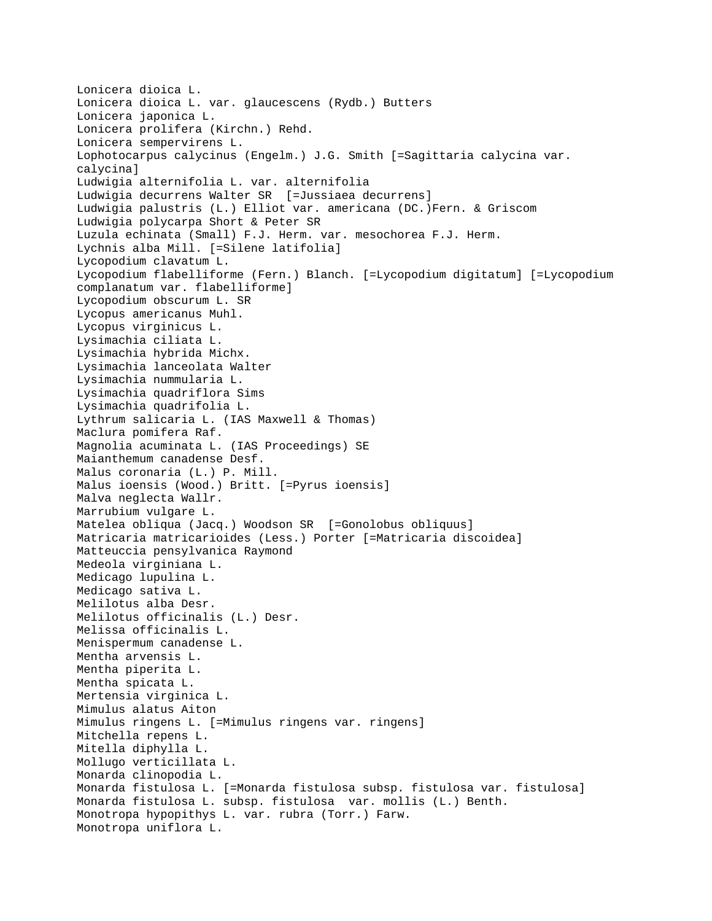Lonicera dioica L.
Lonicera dioica L. var. glaucescens (Rydb.) Butters
Lonicera japonica L.
Lonicera prolifera (Kirchn.) Rehd.
Lonicera sempervirens L.
Lophotocarpus calycinus (Engelm.) J.G. Smith [=Sagittaria calycina var. calycina]
Ludwigia alternifolia L. var. alternifolia
Ludwigia decurrens Walter SR [=Jussiaea decurrens]
Ludwigia palustris (L.) Elliot var. americana (DC.)Fern. & Griscom
Ludwigia polycarpa Short & Peter SR
Luzula echinata (Small) F.J. Herm. var. mesochorea F.J. Herm.
Lychnis alba Mill. [=Silene latifolia]
Lycopodium clavatum L.
Lycopodium flabelliforme (Fern.) Blanch. [=Lycopodium digitatum] [=Lycopodium complanatum var. flabelliforme]
Lycopodium obscurum L. SR
Lycopus americanus Muhl.
Lycopus virginicus L.
Lysimachia ciliata L.
Lysimachia hybrida Michx.
Lysimachia lanceolata Walter
Lysimachia nummularia L.
Lysimachia quadriflora Sims
Lysimachia quadrifolia L.
Lythrum salicaria L. (IAS Maxwell & Thomas)
Maclura pomifera Raf.
Magnolia acuminata L. (IAS Proceedings) SE
Maianthemum canadense Desf.
Malus coronaria (L.) P. Mill.
Malus ioensis (Wood.) Britt. [=Pyrus ioensis]
Malva neglecta Wallr.
Marrubium vulgare L.
Matelea obliqua (Jacq.) Woodson SR [=Gonolobus obliquus]
Matricaria matricarioides (Less.) Porter [=Matricaria discoidea]
Matteuccia pensylvanica Raymond
Medeola virginiana L.
Medicago lupulina L.
Medicago sativa L.
Melilotus alba Desr.
Melilotus officinalis (L.) Desr.
Melissa officinalis L.
Menispermum canadense L.
Mentha arvensis L.
Mentha piperita L.
Mentha spicata L.
Mertensia virginica L.
Mimulus alatus Aiton
Mimulus ringens L. [=Mimulus ringens var. ringens]
Mitchella repens L.
Mitella diphylla L.
Mollugo verticillata L.
Monarda clinopodia L.
Monarda fistulosa L. [=Monarda fistulosa subsp. fistulosa var. fistulosa]
Monarda fistulosa L. subsp. fistulosa var. mollis (L.) Benth.
Monotropa hypopithys L. var. rubra (Torr.) Farw.
Monotropa uniflora L.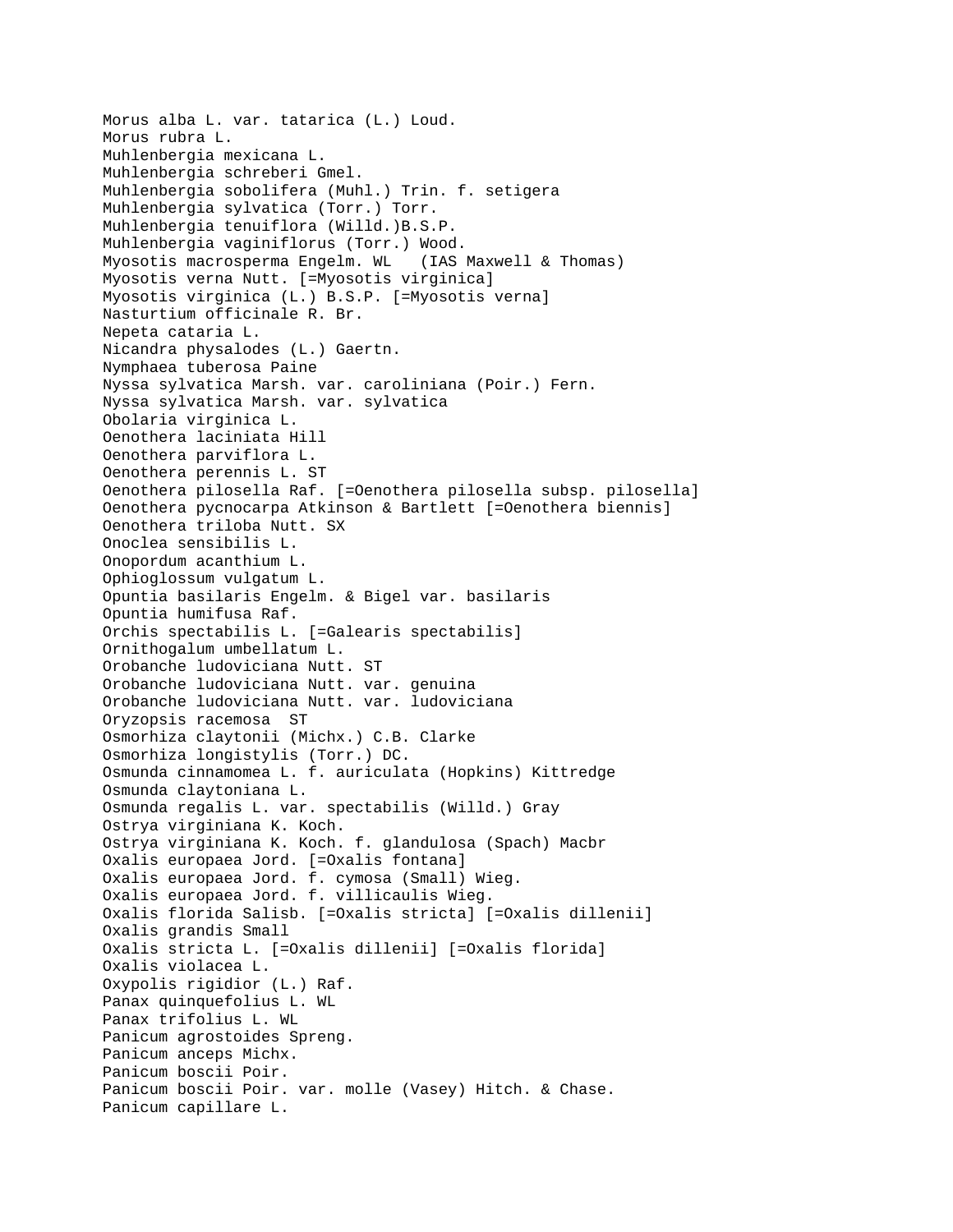Morus alba L. var. tatarica (L.) Loud.
Morus rubra L.
Muhlenbergia mexicana L.
Muhlenbergia schreberi Gmel.
Muhlenbergia sobolifera (Muhl.) Trin. f. setigera
Muhlenbergia sylvatica (Torr.) Torr.
Muhlenbergia tenuiflora (Willd.)B.S.P.
Muhlenbergia vaginiflorus (Torr.) Wood.
Myosotis macrosperma Engelm. WL   (IAS Maxwell & Thomas)
Myosotis verna Nutt. [=Myosotis virginica]
Myosotis virginica (L.) B.S.P. [=Myosotis verna]
Nasturtium officinale R. Br.
Nepeta cataria L.
Nicandra physalodes (L.) Gaertn.
Nymphaea tuberosa Paine
Nyssa sylvatica Marsh. var. caroliniana (Poir.) Fern.
Nyssa sylvatica Marsh. var. sylvatica
Obolaria virginica L.
Oenothera laciniata Hill
Oenothera parviflora L.
Oenothera perennis L. ST
Oenothera pilosella Raf. [=Oenothera pilosella subsp. pilosella]
Oenothera pycnocarpa Atkinson & Bartlett [=Oenothera biennis]
Oenothera triloba Nutt. SX
Onoclea sensibilis L.
Onopordum acanthium L.
Ophioglossum vulgatum L.
Opuntia basilaris Engelm. & Bigel var. basilaris
Opuntia humifusa Raf.
Orchis spectabilis L. [=Galearis spectabilis]
Ornithogalum umbellatum L.
Orobanche ludoviciana Nutt. ST
Orobanche ludoviciana Nutt. var. genuina
Orobanche ludoviciana Nutt. var. ludoviciana
Oryzopsis racemosa  ST
Osmorhiza claytonii (Michx.) C.B. Clarke
Osmorhiza longistylis (Torr.) DC.
Osmunda cinnamomea L. f. auriculata (Hopkins) Kittredge
Osmunda claytoniana L.
Osmunda regalis L. var. spectabilis (Willd.) Gray
Ostrya virginiana K. Koch.
Ostrya virginiana K. Koch. f. glandulosa (Spach) Macbr
Oxalis europaea Jord. [=Oxalis fontana]
Oxalis europaea Jord. f. cymosa (Small) Wieg.
Oxalis europaea Jord. f. villicaulis Wieg.
Oxalis florida Salisb. [=Oxalis stricta] [=Oxalis dillenii]
Oxalis grandis Small
Oxalis stricta L. [=Oxalis dillenii] [=Oxalis florida]
Oxalis violacea L.
Oxypolis rigidior (L.) Raf.
Panax quinquefolius L. WL
Panax trifolius L. WL
Panicum agrostoides Spreng.
Panicum anceps Michx.
Panicum boscii Poir.
Panicum boscii Poir. var. molle (Vasey) Hitch. & Chase.
Panicum capillare L.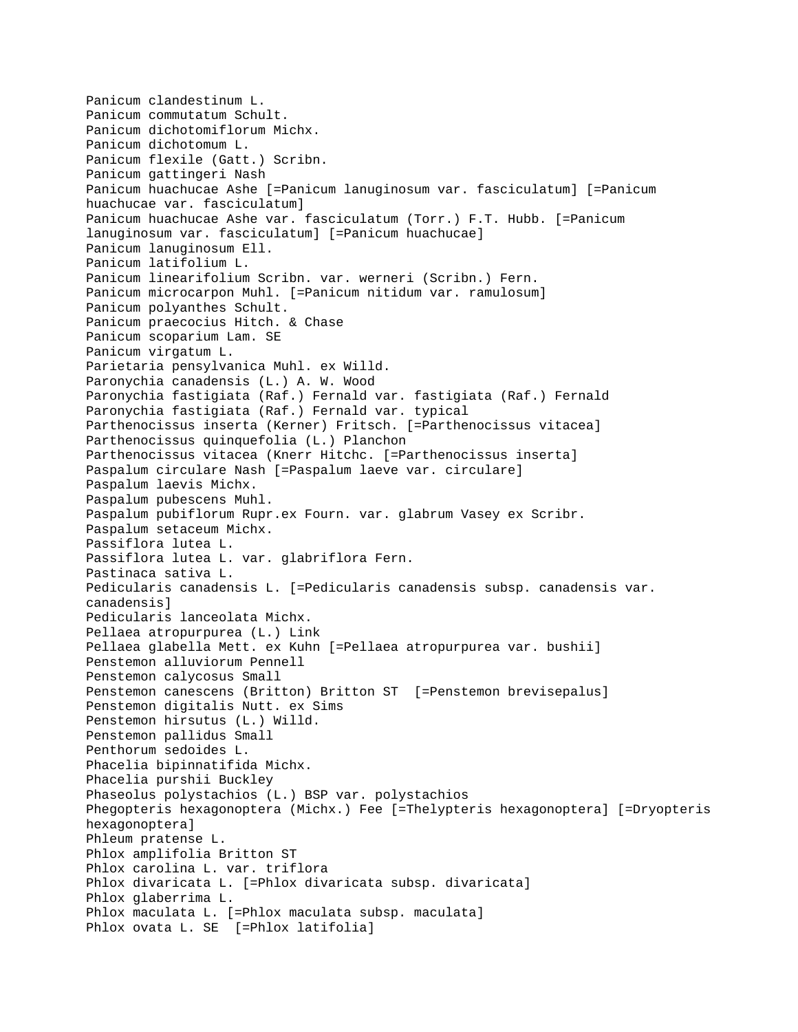Panicum clandestinum L.
Panicum commutatum Schult.
Panicum dichotomiflorum Michx.
Panicum dichotomum L.
Panicum flexile (Gatt.) Scribn.
Panicum gattingeri Nash
Panicum huachucae Ashe [=Panicum lanuginosum var. fasciculatum] [=Panicum huachucae var. fasciculatum]
Panicum huachucae Ashe var. fasciculatum (Torr.) F.T. Hubb. [=Panicum lanuginosum var. fasciculatum] [=Panicum huachucae]
Panicum lanuginosum Ell.
Panicum latifolium L.
Panicum linearifolium Scribn. var. werneri (Scribn.) Fern.
Panicum microcarpon Muhl. [=Panicum nitidum var. ramulosum]
Panicum polyanthes Schult.
Panicum praecocius Hitch. & Chase
Panicum scoparium Lam. SE
Panicum virgatum L.
Parietaria pensylvanica Muhl. ex Willd.
Paronychia canadensis (L.) A. W. Wood
Paronychia fastigiata (Raf.) Fernald var. fastigiata (Raf.) Fernald
Paronychia fastigiata (Raf.) Fernald var. typical
Parthenocissus inserta (Kerner) Fritsch. [=Parthenocissus vitacea]
Parthenocissus quinquefolia (L.) Planchon
Parthenocissus vitacea (Knerr Hitchc. [=Parthenocissus inserta]
Paspalum circulare Nash [=Paspalum laeve var. circulare]
Paspalum laevis Michx.
Paspalum pubescens Muhl.
Paspalum pubiflorum Rupr.ex Fourn. var. glabrum Vasey ex Scribr.
Paspalum setaceum Michx.
Passiflora lutea L.
Passiflora lutea L. var. glabriflora Fern.
Pastinaca sativa L.
Pedicularis canadensis L. [=Pedicularis canadensis subsp. canadensis var. canadensis]
Pedicularis lanceolata Michx.
Pellaea atropurpurea (L.) Link
Pellaea glabella Mett. ex Kuhn [=Pellaea atropurpurea var. bushii]
Penstemon alluviorum Pennell
Penstemon calycosus Small
Penstemon canescens (Britton) Britton ST [=Penstemon brevisepalus]
Penstemon digitalis Nutt. ex Sims
Penstemon hirsutus (L.) Willd.
Penstemon pallidus Small
Penthorum sedoides L.
Phacelia bipinnatifida Michx.
Phacelia purshii Buckley
Phaseolus polystachios (L.) BSP var. polystachios
Phegopteris hexagonoptera (Michx.) Fee [=Thelypteris hexagonoptera] [=Dryopteris hexagonoptera]
Phleum pratense L.
Phlox amplifolia Britton ST
Phlox carolina L. var. triflora
Phlox divaricata L. [=Phlox divaricata subsp. divaricata]
Phlox glaberrima L.
Phlox maculata L. [=Phlox maculata subsp. maculata]
Phlox ovata L. SE [=Phlox latifolia]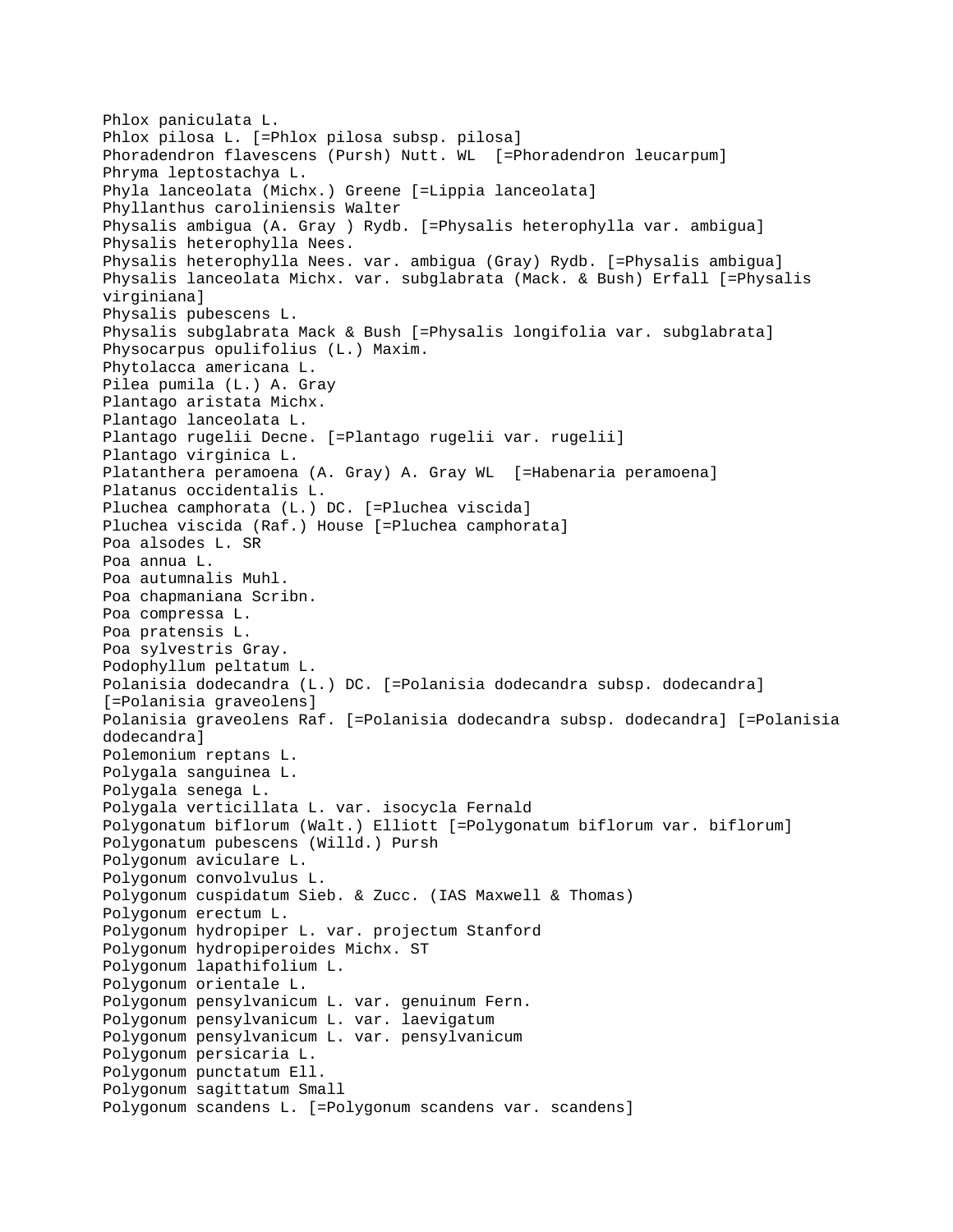Phlox paniculata L.
Phlox pilosa L. [=Phlox pilosa subsp. pilosa]
Phoradendron flavescens (Pursh) Nutt. WL  [=Phoradendron leucarpum]
Phryma leptostachya L.
Phyla lanceolata (Michx.) Greene [=Lippia lanceolata]
Phyllanthus caroliniensis Walter
Physalis ambigua (A. Gray ) Rydb. [=Physalis heterophylla var. ambigua]
Physalis heterophylla Nees.
Physalis heterophylla Nees. var. ambigua (Gray) Rydb. [=Physalis ambigua]
Physalis lanceolata Michx. var. subglabrata (Mack. & Bush) Erfall [=Physalis virginiana]
Physalis pubescens L.
Physalis subglabrata Mack & Bush [=Physalis longifolia var. subglabrata]
Physocarpus opulifolius (L.) Maxim.
Phytolacca americana L.
Pilea pumila (L.) A. Gray
Plantago aristata Michx.
Plantago lanceolata L.
Plantago rugelii Decne. [=Plantago rugelii var. rugelii]
Plantago virginica L.
Platanthera peramoena (A. Gray) A. Gray WL  [=Habenaria peramoena]
Platanus occidentalis L.
Pluchea camphorata (L.) DC. [=Pluchea viscida]
Pluchea viscida (Raf.) House [=Pluchea camphorata]
Poa alsodes L. SR
Poa annua L.
Poa autumnalis Muhl.
Poa chapmaniana Scribn.
Poa compressa L.
Poa pratensis L.
Poa sylvestris Gray.
Podophyllum peltatum L.
Polanisia dodecandra (L.) DC. [=Polanisia dodecandra subsp. dodecandra] [=Polanisia graveolens]
Polanisia graveolens Raf. [=Polanisia dodecandra subsp. dodecandra] [=Polanisia dodecandra]
Polemonium reptans L.
Polygala sanguinea L.
Polygala senega L.
Polygala verticillata L. var. isocycla Fernald
Polygonatum biflorum (Walt.) Elliott [=Polygonatum biflorum var. biflorum]
Polygonatum pubescens (Willd.) Pursh
Polygonum aviculare L.
Polygonum convolvulus L.
Polygonum cuspidatum Sieb. & Zucc. (IAS Maxwell & Thomas)
Polygonum erectum L.
Polygonum hydropiper L. var. projectum Stanford
Polygonum hydropiperoides Michx. ST
Polygonum lapathifolium L.
Polygonum orientale L.
Polygonum pensylvanicum L. var. genuinum Fern.
Polygonum pensylvanicum L. var. laevigatum
Polygonum pensylvanicum L. var. pensylvanicum
Polygonum persicaria L.
Polygonum punctatum Ell.
Polygonum sagittatum Small
Polygonum scandens L. [=Polygonum scandens var. scandens]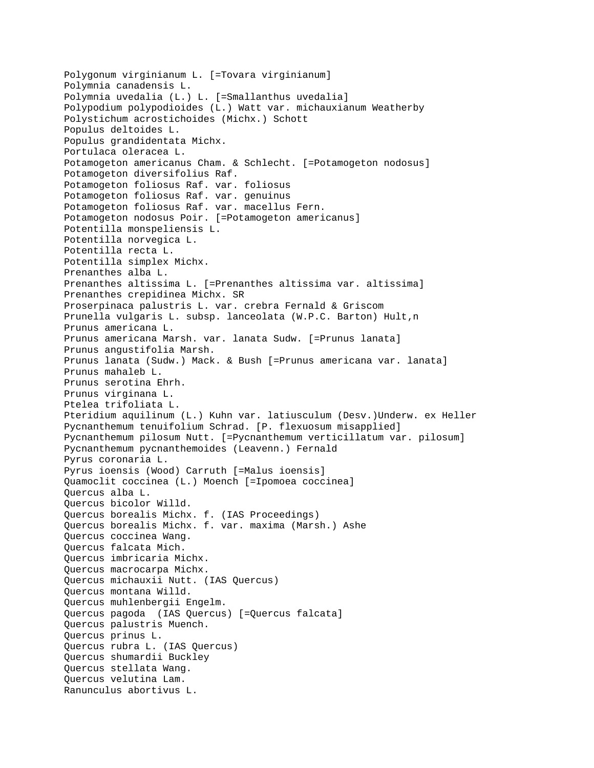Polygonum virginianum L. [=Tovara virginianum]
Polymnia canadensis L.
Polymnia uvedalia (L.) L. [=Smallanthus uvedalia]
Polypodium polypodioides (L.) Watt var. michauxianum Weatherby
Polystichum acrostichoides (Michx.) Schott
Populus deltoides L.
Populus grandidentata Michx.
Portulaca oleracea L.
Potamogeton americanus Cham. & Schlecht. [=Potamogeton nodosus]
Potamogeton diversifolius Raf.
Potamogeton foliosus Raf. var. foliosus
Potamogeton foliosus Raf. var. genuinus
Potamogeton foliosus Raf. var. macellus Fern.
Potamogeton nodosus Poir. [=Potamogeton americanus]
Potentilla monspeliensis L.
Potentilla norvegica L.
Potentilla recta L.
Potentilla simplex Michx.
Prenanthes alba L.
Prenanthes altissima L. [=Prenanthes altissima var. altissima]
Prenanthes crepidinea Michx. SR
Proserpinaca palustris L. var. crebra Fernald & Griscom
Prunella vulgaris L. subsp. lanceolata (W.P.C. Barton) Hult,n
Prunus americana L.
Prunus americana Marsh. var. lanata Sudw. [=Prunus lanata]
Prunus angustifolia Marsh.
Prunus lanata (Sudw.) Mack. & Bush [=Prunus americana var. lanata]
Prunus mahaleb L.
Prunus serotina Ehrh.
Prunus virginana L.
Ptelea trifoliata L.
Pteridium aquilinum (L.) Kuhn var. latiusculum (Desv.)Underw. ex Heller
Pycnanthemum tenuifolium Schrad. [P. flexuosum misapplied]
Pycnanthemum pilosum Nutt. [=Pycnanthemum verticillatum var. pilosum]
Pycnanthemum pycnanthemoides (Leavenn.) Fernald
Pyrus coronaria L.
Pyrus ioensis (Wood) Carruth [=Malus ioensis]
Quamoclit coccinea (L.) Moench [=Ipomoea coccinea]
Quercus alba L.
Quercus bicolor Willd.
Quercus borealis Michx. f. (IAS Proceedings)
Quercus borealis Michx. f. var. maxima (Marsh.) Ashe
Quercus coccinea Wang.
Quercus falcata Mich.
Quercus imbricaria Michx.
Quercus macrocarpa Michx.
Quercus michauxii Nutt. (IAS Quercus)
Quercus montana Willd.
Quercus muhlenbergii Engelm.
Quercus pagoda (IAS Quercus) [=Quercus falcata]
Quercus palustris Muench.
Quercus prinus L.
Quercus rubra L. (IAS Quercus)
Quercus shumardii Buckley
Quercus stellata Wang.
Quercus velutina Lam.
Ranunculus abortivus L.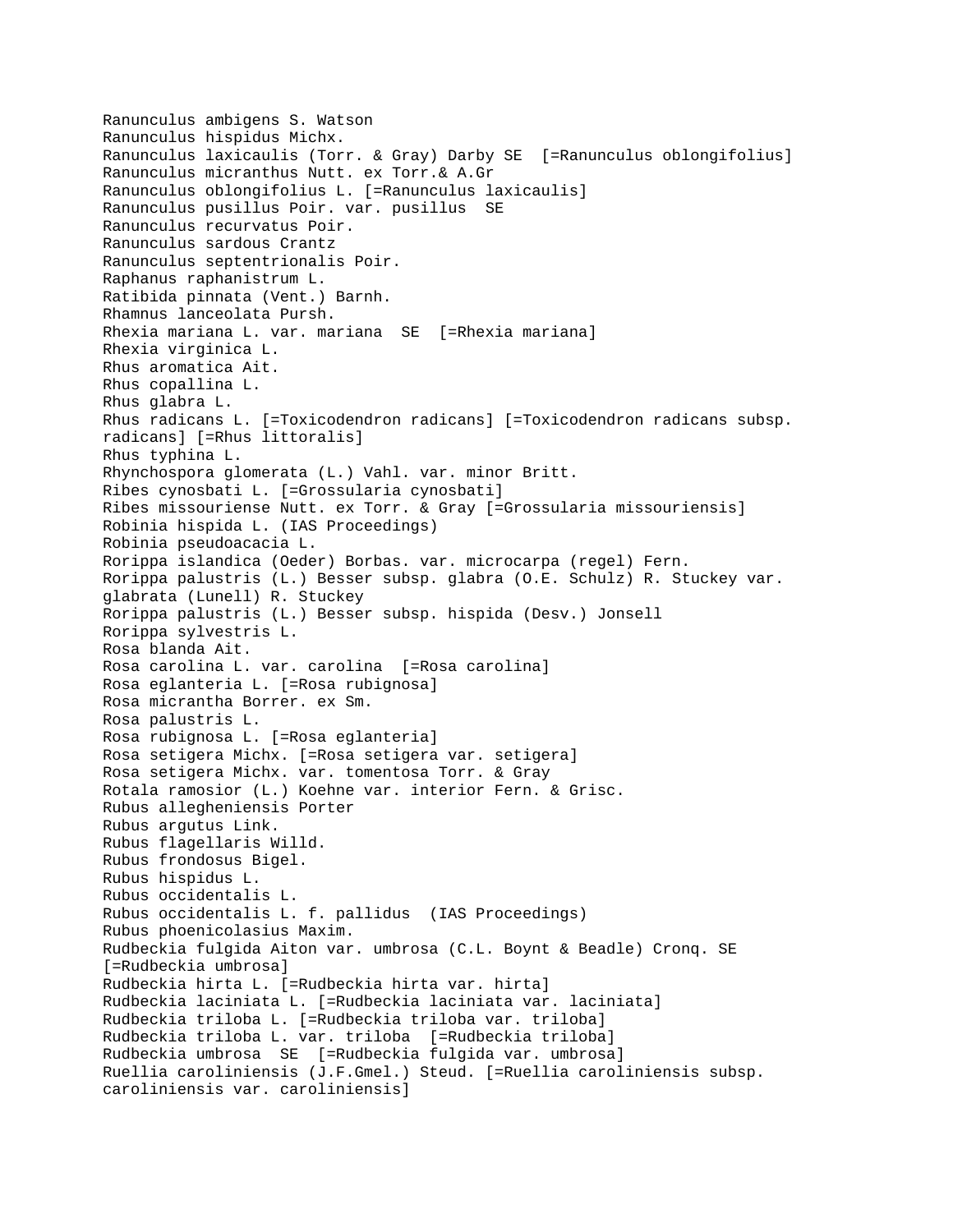Ranunculus ambigens S. Watson
Ranunculus hispidus Michx.
Ranunculus laxicaulis (Torr. & Gray) Darby SE  [=Ranunculus oblongifolius]
Ranunculus micranthus Nutt. ex Torr.& A.Gr
Ranunculus oblongifolius L. [=Ranunculus laxicaulis]
Ranunculus pusillus Poir. var. pusillus  SE
Ranunculus recurvatus Poir.
Ranunculus sardous Crantz
Ranunculus septentrionalis Poir.
Raphanus raphanistrum L.
Ratibida pinnata (Vent.) Barnh.
Rhamnus lanceolata Pursh.
Rhexia mariana L. var. mariana  SE  [=Rhexia mariana]
Rhexia virginica L.
Rhus aromatica Ait.
Rhus copallina L.
Rhus glabra L.
Rhus radicans L. [=Toxicodendron radicans] [=Toxicodendron radicans subsp. radicans] [=Rhus littoralis]
Rhus typhina L.
Rhynchospora glomerata (L.) Vahl. var. minor Britt.
Ribes cynosbati L. [=Grossularia cynosbati]
Ribes missouriense Nutt. ex Torr. & Gray [=Grossularia missouriensis]
Robinia hispida L. (IAS Proceedings)
Robinia pseudoacacia L.
Rorippa islandica (Oeder) Borbas. var. microcarpa (regel) Fern.
Rorippa palustris (L.) Besser subsp. glabra (O.E. Schulz) R. Stuckey var. glabrata (Lunell) R. Stuckey
Rorippa palustris (L.) Besser subsp. hispida (Desv.) Jonsell
Rorippa sylvestris L.
Rosa blanda Ait.
Rosa carolina L. var. carolina  [=Rosa carolina]
Rosa eglanteria L. [=Rosa rubignosa]
Rosa micrantha Borrer. ex Sm.
Rosa palustris L.
Rosa rubignosa L. [=Rosa eglanteria]
Rosa setigera Michx. [=Rosa setigera var. setigera]
Rosa setigera Michx. var. tomentosa Torr. & Gray
Rotala ramosior (L.) Koehne var. interior Fern. & Grisc.
Rubus allegheniensis Porter
Rubus argutus Link.
Rubus flagellaris Willd.
Rubus frondosus Bigel.
Rubus hispidus L.
Rubus occidentalis L.
Rubus occidentalis L. f. pallidus  (IAS Proceedings)
Rubus phoenicolasius Maxim.
Rudbeckia fulgida Aiton var. umbrosa (C.L. Boynt & Beadle) Cronq. SE [=Rudbeckia umbrosa]
Rudbeckia hirta L. [=Rudbeckia hirta var. hirta]
Rudbeckia laciniata L. [=Rudbeckia laciniata var. laciniata]
Rudbeckia triloba L. [=Rudbeckia triloba var. triloba]
Rudbeckia triloba L. var. triloba  [=Rudbeckia triloba]
Rudbeckia umbrosa  SE  [=Rudbeckia fulgida var. umbrosa]
Ruellia caroliniensis (J.F.Gmel.) Steud. [=Ruellia caroliniensis subsp. caroliniensis var. caroliniensis]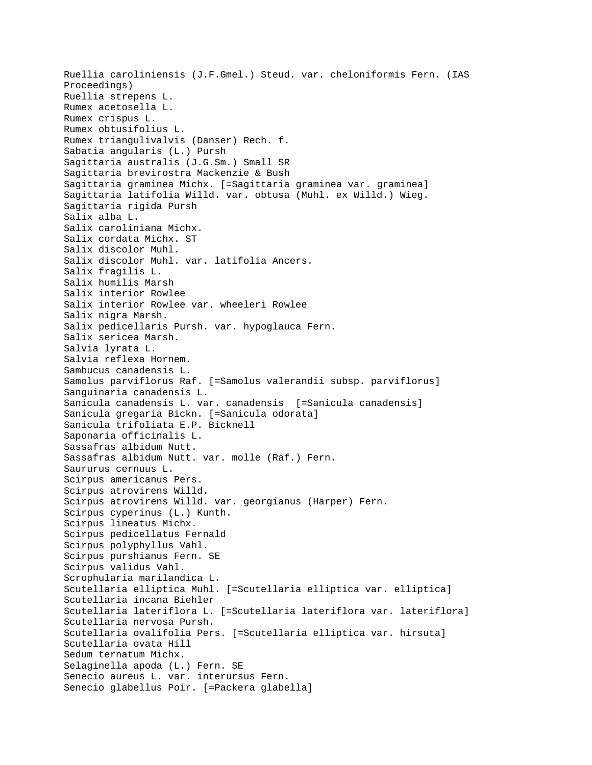Ruellia caroliniensis (J.F.Gmel.) Steud. var. cheloniformis Fern. (IAS Proceedings)
Ruellia strepens L.
Rumex acetosella L.
Rumex crispus L.
Rumex obtusifolius L.
Rumex triangulivalvis (Danser) Rech. f.
Sabatia angularis (L.) Pursh
Sagittaria australis (J.G.Sm.) Small SR
Sagittaria brevirostra Mackenzie & Bush
Sagittaria graminea Michx. [=Sagittaria graminea var. graminea]
Sagittaria latifolia Willd. var. obtusa (Muhl. ex Willd.) Wieg.
Sagittaria rigida Pursh
Salix alba L.
Salix caroliniana Michx.
Salix cordata Michx. ST
Salix discolor Muhl.
Salix discolor Muhl. var. latifolia Ancers.
Salix fragilis L.
Salix humilis Marsh
Salix interior Rowlee
Salix interior Rowlee var. wheeleri Rowlee
Salix nigra Marsh.
Salix pedicellaris Pursh. var. hypoglauca Fern.
Salix sericea Marsh.
Salvia lyrata L.
Salvia reflexa Hornem.
Sambucus canadensis L.
Samolus parviflorus Raf. [=Samolus valerandii subsp. parviflorus]
Sanguinaria canadensis L.
Sanicula canadensis L. var. canadensis [=Sanicula canadensis]
Sanicula gregaria Bickn. [=Sanicula odorata]
Sanicula trifoliata E.P. Bicknell
Saponaria officinalis L.
Sassafras albidum Nutt.
Sassafras albidum Nutt. var. molle (Raf.) Fern.
Saururus cernuus L.
Scirpus americanus Pers.
Scirpus atrovirens Willd.
Scirpus atrovirens Willd. var. georgianus (Harper) Fern.
Scirpus cyperinus (L.) Kunth.
Scirpus lineatus Michx.
Scirpus pedicellatus Fernald
Scirpus polyphyllus Vahl.
Scirpus purshianus Fern. SE
Scirpus validus Vahl.
Scrophularia marilandica L.
Scutellaria elliptica Muhl. [=Scutellaria elliptica var. elliptica]
Scutellaria incana Biehler
Scutellaria lateriflora L. [=Scutellaria lateriflora var. lateriflora]
Scutellaria nervosa Pursh.
Scutellaria ovalifolia Pers. [=Scutellaria elliptica var. hirsuta]
Scutellaria ovata Hill
Sedum ternatum Michx.
Selaginella apoda (L.) Fern. SE
Senecio aureus L. var. interursus Fern.
Senecio glabellus Poir. [=Packera glabella]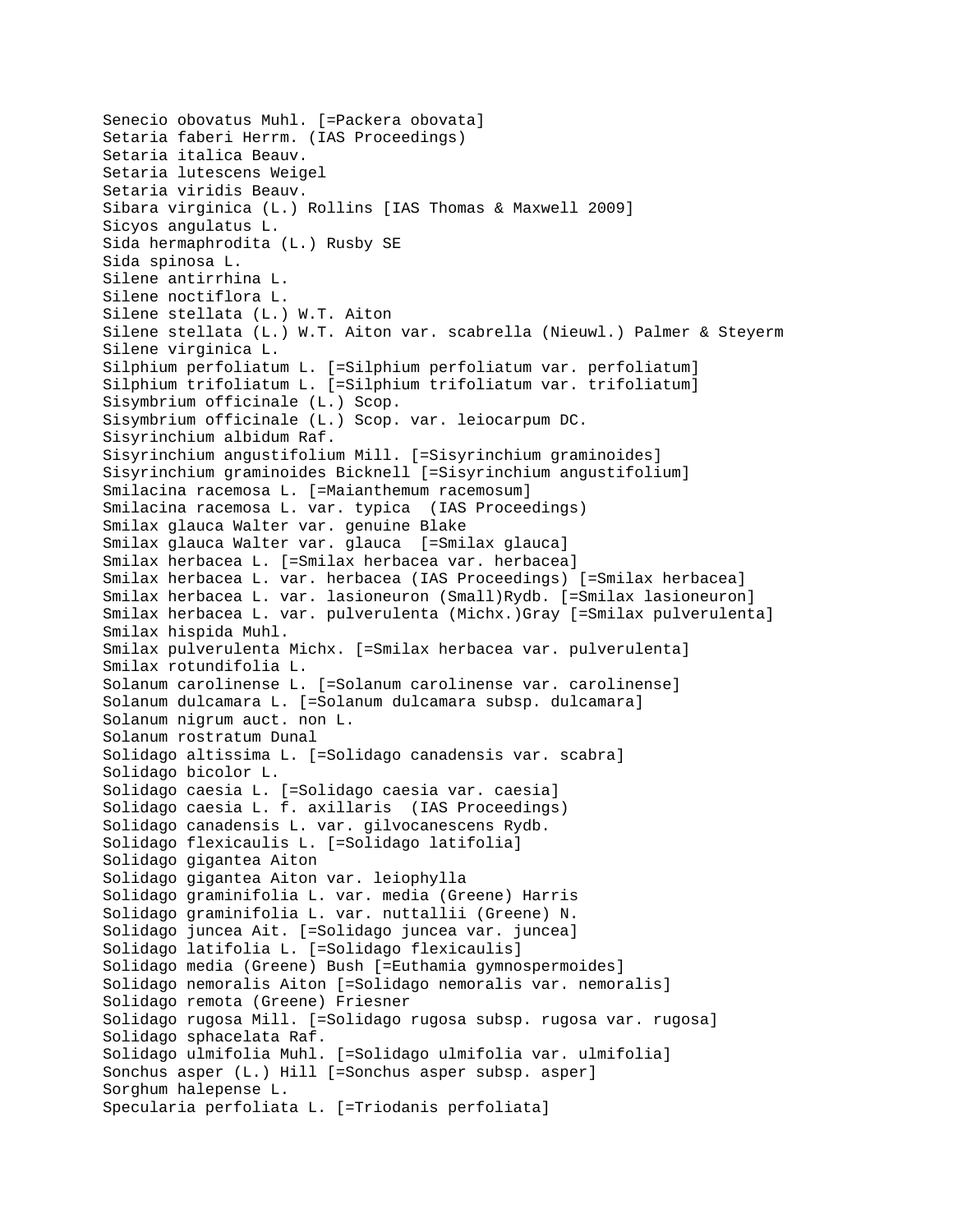Senecio obovatus Muhl. [=Packera obovata]
Setaria faberi Herrm. (IAS Proceedings)
Setaria italica Beauv.
Setaria lutescens Weigel
Setaria viridis Beauv.
Sibara virginica (L.) Rollins [IAS Thomas & Maxwell 2009]
Sicyos angulatus L.
Sida hermaphrodita (L.) Rusby SE
Sida spinosa L.
Silene antirrhina L.
Silene noctiflora L.
Silene stellata (L.) W.T. Aiton
Silene stellata (L.) W.T. Aiton var. scabrella (Nieuwl.) Palmer & Steyerm
Silene virginica L.
Silphium perfoliatum L. [=Silphium perfoliatum var. perfoliatum]
Silphium trifoliatum L. [=Silphium trifoliatum var. trifoliatum]
Sisymbrium officinale (L.) Scop.
Sisymbrium officinale (L.) Scop. var. leiocarpum DC.
Sisyrinchium albidum Raf.
Sisyrinchium angustifolium Mill. [=Sisyrinchium graminoides]
Sisyrinchium graminoides Bicknell [=Sisyrinchium angustifolium]
Smilacina racemosa L. [=Maianthemum racemosum]
Smilacina racemosa L. var. typica (IAS Proceedings)
Smilax glauca Walter var. genuine Blake
Smilax glauca Walter var. glauca [=Smilax glauca]
Smilax herbacea L. [=Smilax herbacea var. herbacea]
Smilax herbacea L. var. herbacea (IAS Proceedings) [=Smilax herbacea]
Smilax herbacea L. var. lasioneuron (Small)Rydb. [=Smilax lasioneuron]
Smilax herbacea L. var. pulverulenta (Michx.)Gray [=Smilax pulverulenta]
Smilax hispida Muhl.
Smilax pulverulenta Michx. [=Smilax herbacea var. pulverulenta]
Smilax rotundifolia L.
Solanum carolinense L. [=Solanum carolinense var. carolinense]
Solanum dulcamara L. [=Solanum dulcamara subsp. dulcamara]
Solanum nigrum auct. non L.
Solanum rostratum Dunal
Solidago altissima L. [=Solidago canadensis var. scabra]
Solidago bicolor L.
Solidago caesia L. [=Solidago caesia var. caesia]
Solidago caesia L. f. axillaris (IAS Proceedings)
Solidago canadensis L. var. gilvocanescens Rydb.
Solidago flexicaulis L. [=Solidago latifolia]
Solidago gigantea Aiton
Solidago gigantea Aiton var. leiophylla
Solidago graminifolia L. var. media (Greene) Harris
Solidago graminifolia L. var. nuttallii (Greene) N.
Solidago juncea Ait. [=Solidago juncea var. juncea]
Solidago latifolia L. [=Solidago flexicaulis]
Solidago media (Greene) Bush [=Euthamia gymnospermoides]
Solidago nemoralis Aiton [=Solidago nemoralis var. nemoralis]
Solidago remota (Greene) Friesner
Solidago rugosa Mill. [=Solidago rugosa subsp. rugosa var. rugosa]
Solidago sphacelata Raf.
Solidago ulmifolia Muhl. [=Solidago ulmifolia var. ulmifolia]
Sonchus asper (L.) Hill [=Sonchus asper subsp. asper]
Sorghum halepense L.
Specularia perfoliata L. [=Triodanis perfoliata]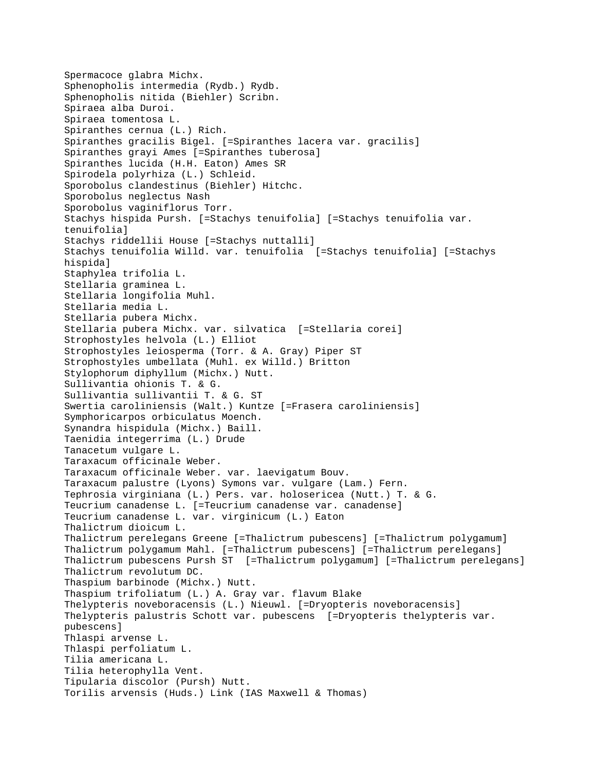Spermacoce glabra Michx.
Sphenopholis intermedia (Rydb.) Rydb.
Sphenopholis nitida (Biehler) Scribn.
Spiraea alba Duroi.
Spiraea tomentosa L.
Spiranthes cernua (L.) Rich.
Spiranthes gracilis Bigel. [=Spiranthes lacera var. gracilis]
Spiranthes grayi Ames [=Spiranthes tuberosa]
Spiranthes lucida (H.H. Eaton) Ames SR
Spirodela polyrhiza (L.) Schleid.
Sporobolus clandestinus (Biehler) Hitchc.
Sporobolus neglectus Nash
Sporobolus vaginiflorus Torr.
Stachys hispida Pursh. [=Stachys tenuifolia] [=Stachys tenuifolia var. tenuifolia]
Stachys riddellii House [=Stachys nuttalli]
Stachys tenuifolia Willd. var. tenuifolia  [=Stachys tenuifolia] [=Stachys hispida]
Staphylea trifolia L.
Stellaria graminea L.
Stellaria longifolia Muhl.
Stellaria media L.
Stellaria pubera Michx.
Stellaria pubera Michx. var. silvatica  [=Stellaria corei]
Strophostyles helvola (L.) Elliot
Strophostyles leiosperma (Torr. & A. Gray) Piper ST
Strophostyles umbellata (Muhl. ex Willd.) Britton
Stylophorum diphyllum (Michx.) Nutt.
Sullivantia ohionis T. & G.
Sullivantia sullivantii T. & G. ST
Swertia caroliniensis (Walt.) Kuntze [=Frasera caroliniensis]
Symphoricarpos orbiculatus Moench.
Synandra hispidula (Michx.) Baill.
Taenidia integerrima (L.) Drude
Tanacetum vulgare L.
Taraxacum officinale Weber.
Taraxacum officinale Weber. var. laevigatum Bouv.
Taraxacum palustre (Lyons) Symons var. vulgare (Lam.) Fern.
Tephrosia virginiana (L.) Pers. var. holosericea (Nutt.) T. & G.
Teucrium canadense L. [=Teucrium canadense var. canadense]
Teucrium canadense L. var. virginicum (L.) Eaton
Thalictrum dioicum L.
Thalictrum perelegans Greene [=Thalictrum pubescens] [=Thalictrum polygamum]
Thalictrum polygamum Mahl. [=Thalictrum pubescens] [=Thalictrum perelegans]
Thalictrum pubescens Pursh ST  [=Thalictrum polygamum] [=Thalictrum perelegans]
Thalictrum revolutum DC.
Thaspium barbinode (Michx.) Nutt.
Thaspium trifoliatum (L.) A. Gray var. flavum Blake
Thelypteris noveboracensis (L.) Nieuwl. [=Dryopteris noveboracensis]
Thelypteris palustris Schott var. pubescens  [=Dryopteris thelypteris var. pubescens]
Thlaspi arvense L.
Thlaspi perfoliatum L.
Tilia americana L.
Tilia heterophylla Vent.
Tipularia discolor (Pursh) Nutt.
Torilis arvensis (Huds.) Link (IAS Maxwell & Thomas)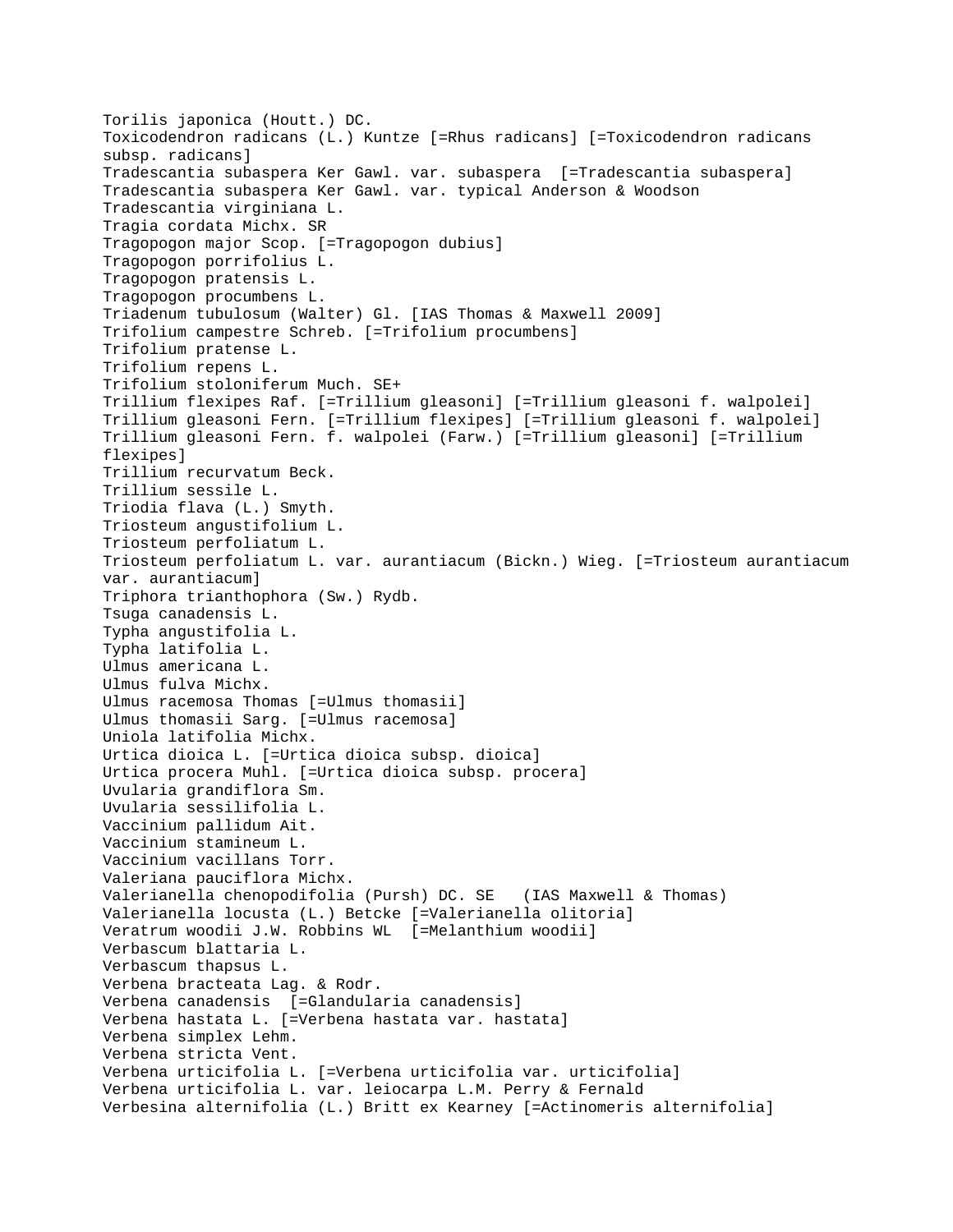Torilis japonica (Houtt.) DC.
Toxicodendron radicans (L.) Kuntze [=Rhus radicans] [=Toxicodendron radicans subsp. radicans]
Tradescantia subaspera Ker Gawl. var. subaspera  [=Tradescantia subaspera]
Tradescantia subaspera Ker Gawl. var. typical Anderson & Woodson
Tradescantia virginiana L.
Tragia cordata Michx. SR
Tragopogon major Scop. [=Tragopogon dubius]
Tragopogon porrifolius L.
Tragopogon pratensis L.
Tragopogon procumbens L.
Triadenum tubulosum (Walter) Gl. [IAS Thomas & Maxwell 2009]
Trifolium campestre Schreb. [=Trifolium procumbens]
Trifolium pratense L.
Trifolium repens L.
Trifolium stoloniferum Much. SE+
Trillium flexipes Raf. [=Trillium gleasoni] [=Trillium gleasoni f. walpolei]
Trillium gleasoni Fern. [=Trillium flexipes] [=Trillium gleasoni f. walpolei]
Trillium gleasoni Fern. f. walpolei (Farw.) [=Trillium gleasoni] [=Trillium flexipes]
Trillium recurvatum Beck.
Trillium sessile L.
Triodia flava (L.) Smyth.
Triosteum angustifolium L.
Triosteum perfoliatum L.
Triosteum perfoliatum L. var. aurantiacum (Bickn.) Wieg. [=Triosteum aurantiacum var. aurantiacum]
Triphora trianthophora (Sw.) Rydb.
Tsuga canadensis L.
Typha angustifolia L.
Typha latifolia L.
Ulmus americana L.
Ulmus fulva Michx.
Ulmus racemosa Thomas [=Ulmus thomasii]
Ulmus thomasii Sarg. [=Ulmus racemosa]
Uniola latifolia Michx.
Urtica dioica L. [=Urtica dioica subsp. dioica]
Urtica procera Muhl. [=Urtica dioica subsp. procera]
Uvularia grandiflora Sm.
Uvularia sessilifolia L.
Vaccinium pallidum Ait.
Vaccinium stamineum L.
Vaccinium vacillans Torr.
Valeriana pauciflora Michx.
Valerianella chenopodifolia (Pursh) DC. SE   (IAS Maxwell & Thomas)
Valerianella locusta (L.) Betcke [=Valerianella olitoria]
Veratrum woodii J.W. Robbins WL  [=Melanthium woodii]
Verbascum blattaria L.
Verbascum thapsus L.
Verbena bracteata Lag. & Rodr.
Verbena canadensis  [=Glandularia canadensis]
Verbena hastata L. [=Verbena hastata var. hastata]
Verbena simplex Lehm.
Verbena stricta Vent.
Verbena urticifolia L. [=Verbena urticifolia var. urticifolia]
Verbena urticifolia L. var. leiocarpa L.M. Perry & Fernald
Verbesina alternifolia (L.) Britt ex Kearney [=Actinomeris alternifolia]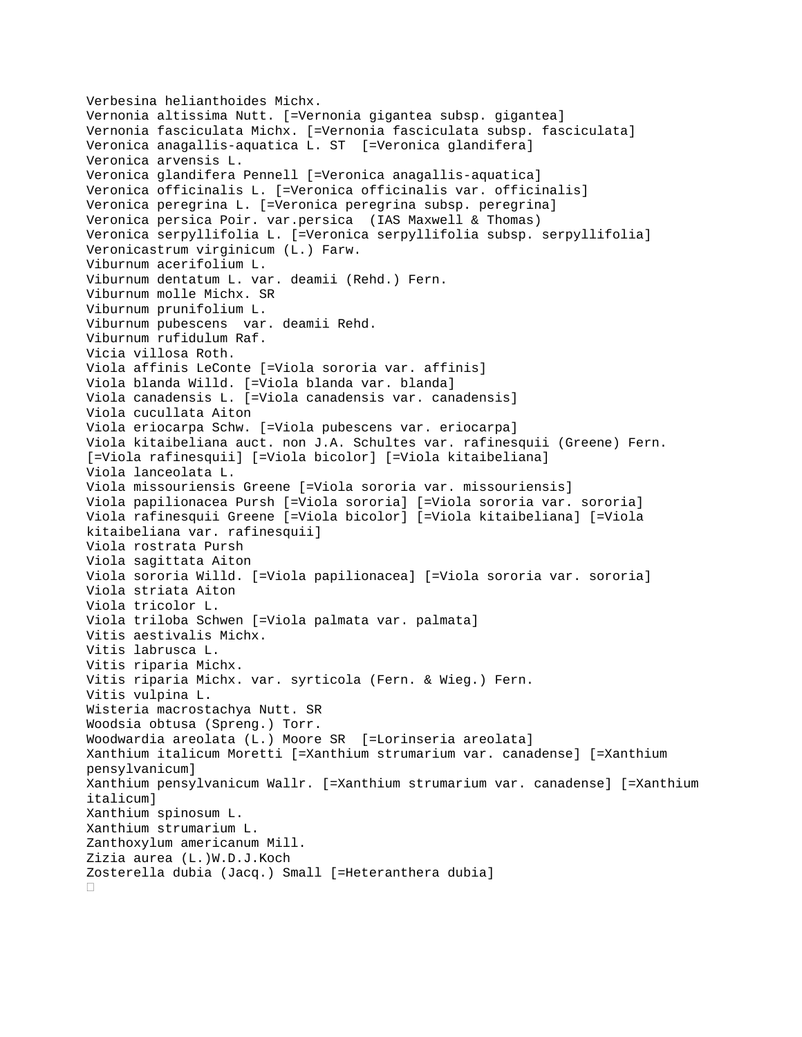Verbesina helianthoides Michx.
Vernonia altissima Nutt. [=Vernonia gigantea subsp. gigantea]
Vernonia fasciculata Michx. [=Vernonia fasciculata subsp. fasciculata]
Veronica anagallis-aquatica L. ST  [=Veronica glandifera]
Veronica arvensis L.
Veronica glandifera Pennell [=Veronica anagallis-aquatica]
Veronica officinalis L. [=Veronica officinalis var. officinalis]
Veronica peregrina L. [=Veronica peregrina subsp. peregrina]
Veronica persica Poir. var.persica  (IAS Maxwell & Thomas)
Veronica serpyllifolia L. [=Veronica serpyllifolia subsp. serpyllifolia]
Veronicastrum virginicum (L.) Farw.
Viburnum acerifolium L.
Viburnum dentatum L. var. deamii (Rehd.) Fern.
Viburnum molle Michx. SR
Viburnum prunifolium L.
Viburnum pubescens  var. deamii Rehd.
Viburnum rufidulum Raf.
Vicia villosa Roth.
Viola affinis LeConte [=Viola sororia var. affinis]
Viola blanda Willd. [=Viola blanda var. blanda]
Viola canadensis L. [=Viola canadensis var. canadensis]
Viola cucullata Aiton
Viola eriocarpa Schw. [=Viola pubescens var. eriocarpa]
Viola kitaibeliana auct. non J.A. Schultes var. rafinesquii (Greene) Fern. [=Viola rafinesquii] [=Viola bicolor] [=Viola kitaibeliana]
Viola lanceolata L.
Viola missouriensis Greene [=Viola sororia var. missouriensis]
Viola papilionacea Pursh [=Viola sororia] [=Viola sororia var. sororia]
Viola rafinesquii Greene [=Viola bicolor] [=Viola kitaibeliana] [=Viola kitaibeliana var. rafinesquii]
Viola rostrata Pursh
Viola sagittata Aiton
Viola sororia Willd. [=Viola papilionacea] [=Viola sororia var. sororia]
Viola striata Aiton
Viola tricolor L.
Viola triloba Schwen [=Viola palmata var. palmata]
Vitis aestivalis Michx.
Vitis labrusca L.
Vitis riparia Michx.
Vitis riparia Michx. var. syrticola (Fern. & Wieg.) Fern.
Vitis vulpina L.
Wisteria macrostachya Nutt. SR
Woodsia obtusa (Spreng.) Torr.
Woodwardia areolata (L.) Moore SR  [=Lorinseria areolata]
Xanthium italicum Moretti [=Xanthium strumarium var. canadense] [=Xanthium pensylvanicum]
Xanthium pensylvanicum Wallr. [=Xanthium strumarium var. canadense] [=Xanthium italicum]
Xanthium spinosum L.
Xanthium strumarium L.
Zanthoxylum americanum Mill.
Zizia aurea (L.)W.D.J.Koch
Zosterella dubia (Jacq.) Small [=Heteranthera dubia]